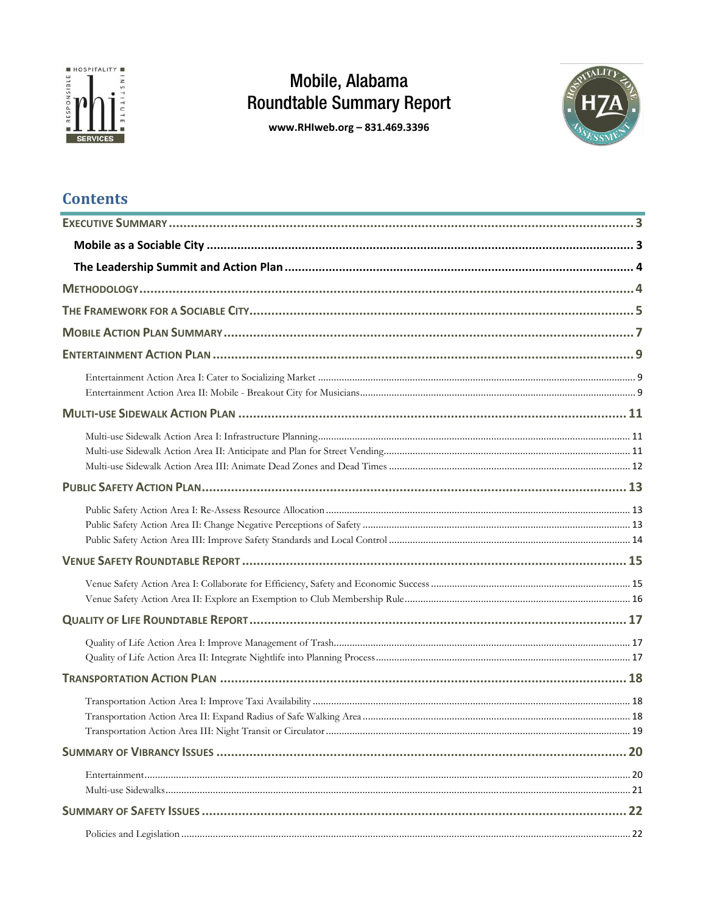# Mobile, Alabama
# Roundtable Summary Report

**www.RHIweb.org – 831.469.3396**

## Contents

- **EXECUTIVE SUMMARY** ... 3
  - **Mobile as a Sociable City** ... 3
  - **The Leadership Summit and Action Plan** ... 4
- **METHODOLOGY** ... 4
- **THE FRAMEWORK FOR A SOCIABLE CITY** ... 5
- **MOBILE ACTION PLAN SUMMARY** ... 7
- **ENTERTAINMENT ACTION PLAN** ... 9
  - Entertainment Action Area I: Cater to Socializing Market ... 9
  - Entertainment Action Area II: Mobile - Breakout City for Musicians ... 9
- **MULTI-USE SIDEWALK ACTION PLAN** ... 11
  - Multi-use Sidewalk Action Area I: Infrastructure Planning ... 11
  - Multi-use Sidewalk Action Area II: Anticipate and Plan for Street Vending ... 11
  - Multi-use Sidewalk Action Area III: Animate Dead Zones and Dead Times ... 12
- **PUBLIC SAFETY ACTION PLAN** ... 13
  - Public Safety Action Area I: Re-Assess Resource Allocation ... 13
  - Public Safety Action Area II: Change Negative Perceptions of Safety ... 13
  - Public Safety Action Area III: Improve Safety Standards and Local Control ... 14
- **VENUE SAFETY ROUNDTABLE REPORT** ... 15
  - Venue Safety Action Area I: Collaborate for Efficiency, Safety and Economic Success ... 15
  - Venue Safety Action Area II: Explore an Exemption to Club Membership Rule ... 16
- **QUALITY OF LIFE ROUNDTABLE REPORT** ... 17
  - Quality of Life Action Area I: Improve Management of Trash ... 17
  - Quality of Life Action Area II: Integrate Nightlife into Planning Process ... 17
- **TRANSPORTATION ACTION PLAN** ... 18
  - Transportation Action Area I: Improve Taxi Availability ... 18
  - Transportation Action Area II: Expand Radius of Safe Walking Area ... 18
  - Transportation Action Area III: Night Transit or Circulator ... 19
- **SUMMARY OF VIBRANCY ISSUES** ... 20
  - Entertainment ... 20
  - Multi-use Sidewalks ... 21
- **SUMMARY OF SAFETY ISSUES** ... 22
  - Policies and Legislation ... 22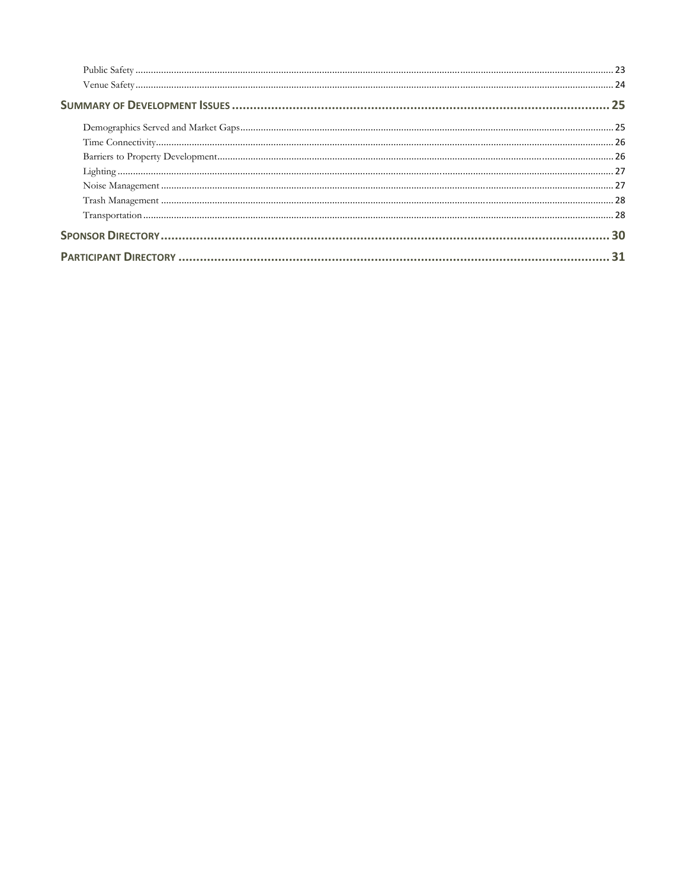Public Safety ........................................................................................................................................................................ 23
Venue Safety ........................................................................................................................................................................ 24

**Summary of Development Issues ........................................................................................................ 25**

Demographics Served and Market Gaps ............................................................................................................................ 25
Time Connectivity ................................................................................................................................................................ 26
Barriers to Property Development ...................................................................................................................................... 26
Lighting ................................................................................................................................................................................ 27
Noise Management ............................................................................................................................................................. 27
Trash Management ............................................................................................................................................................. 28
Transportation ..................................................................................................................................................................... 28

**Sponsor Directory ........................................................................................................................... 30**

**Participant Directory ...................................................................................................................... 31**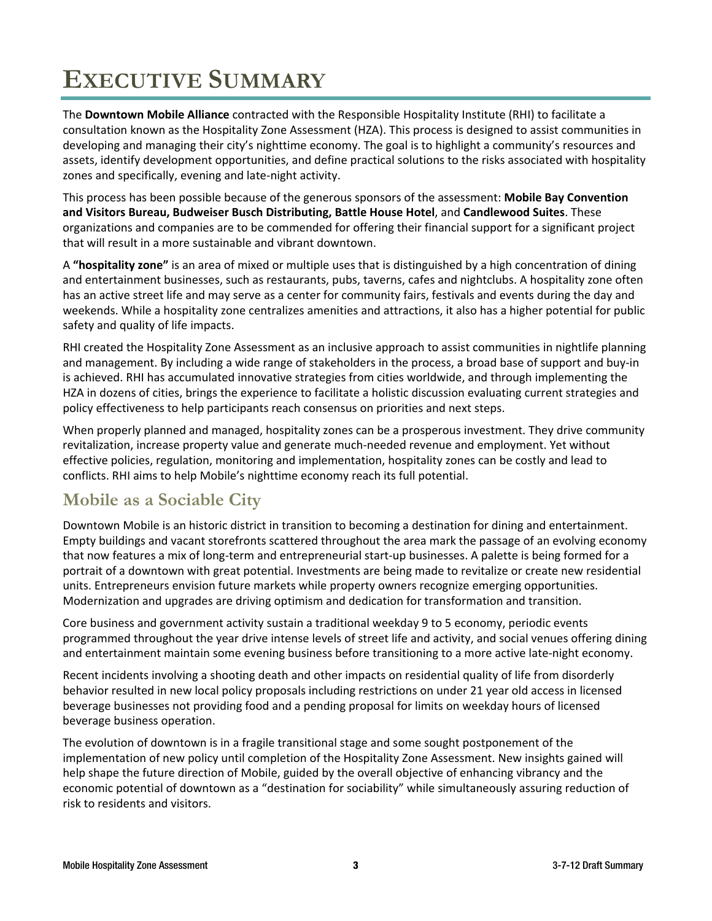# Executive Summary

The **Downtown Mobile Alliance** contracted with the Responsible Hospitality Institute (RHI) to facilitate a consultation known as the Hospitality Zone Assessment (HZA). This process is designed to assist communities in developing and managing their city's nighttime economy. The goal is to highlight a community's resources and assets, identify development opportunities, and define practical solutions to the risks associated with hospitality zones and specifically, evening and late-night activity.

This process has been possible because of the generous sponsors of the assessment: **Mobile Bay Convention and Visitors Bureau, Budweiser Busch Distributing, Battle House Hotel**, and **Candlewood Suites**. These organizations and companies are to be commended for offering their financial support for a significant project that will result in a more sustainable and vibrant downtown.

A **"hospitality zone"** is an area of mixed or multiple uses that is distinguished by a high concentration of dining and entertainment businesses, such as restaurants, pubs, taverns, cafes and nightclubs. A hospitality zone often has an active street life and may serve as a center for community fairs, festivals and events during the day and weekends. While a hospitality zone centralizes amenities and attractions, it also has a higher potential for public safety and quality of life impacts.

RHI created the Hospitality Zone Assessment as an inclusive approach to assist communities in nightlife planning and management. By including a wide range of stakeholders in the process, a broad base of support and buy-in is achieved. RHI has accumulated innovative strategies from cities worldwide, and through implementing the HZA in dozens of cities, brings the experience to facilitate a holistic discussion evaluating current strategies and policy effectiveness to help participants reach consensus on priorities and next steps.

When properly planned and managed, hospitality zones can be a prosperous investment. They drive community revitalization, increase property value and generate much-needed revenue and employment. Yet without effective policies, regulation, monitoring and implementation, hospitality zones can be costly and lead to conflicts. RHI aims to help Mobile's nighttime economy reach its full potential.

## Mobile as a Sociable City

Downtown Mobile is an historic district in transition to becoming a destination for dining and entertainment. Empty buildings and vacant storefronts scattered throughout the area mark the passage of an evolving economy that now features a mix of long-term and entrepreneurial start-up businesses. A palette is being formed for a portrait of a downtown with great potential. Investments are being made to revitalize or create new residential units. Entrepreneurs envision future markets while property owners recognize emerging opportunities. Modernization and upgrades are driving optimism and dedication for transformation and transition.

Core business and government activity sustain a traditional weekday 9 to 5 economy, periodic events programmed throughout the year drive intense levels of street life and activity, and social venues offering dining and entertainment maintain some evening business before transitioning to a more active late-night economy.

Recent incidents involving a shooting death and other impacts on residential quality of life from disorderly behavior resulted in new local policy proposals including restrictions on under 21 year old access in licensed beverage businesses not providing food and a pending proposal for limits on weekday hours of licensed beverage business operation.

The evolution of downtown is in a fragile transitional stage and some sought postponement of the implementation of new policy until completion of the Hospitality Zone Assessment. New insights gained will help shape the future direction of Mobile, guided by the overall objective of enhancing vibrancy and the economic potential of downtown as a "destination for sociability" while simultaneously assuring reduction of risk to residents and visitors.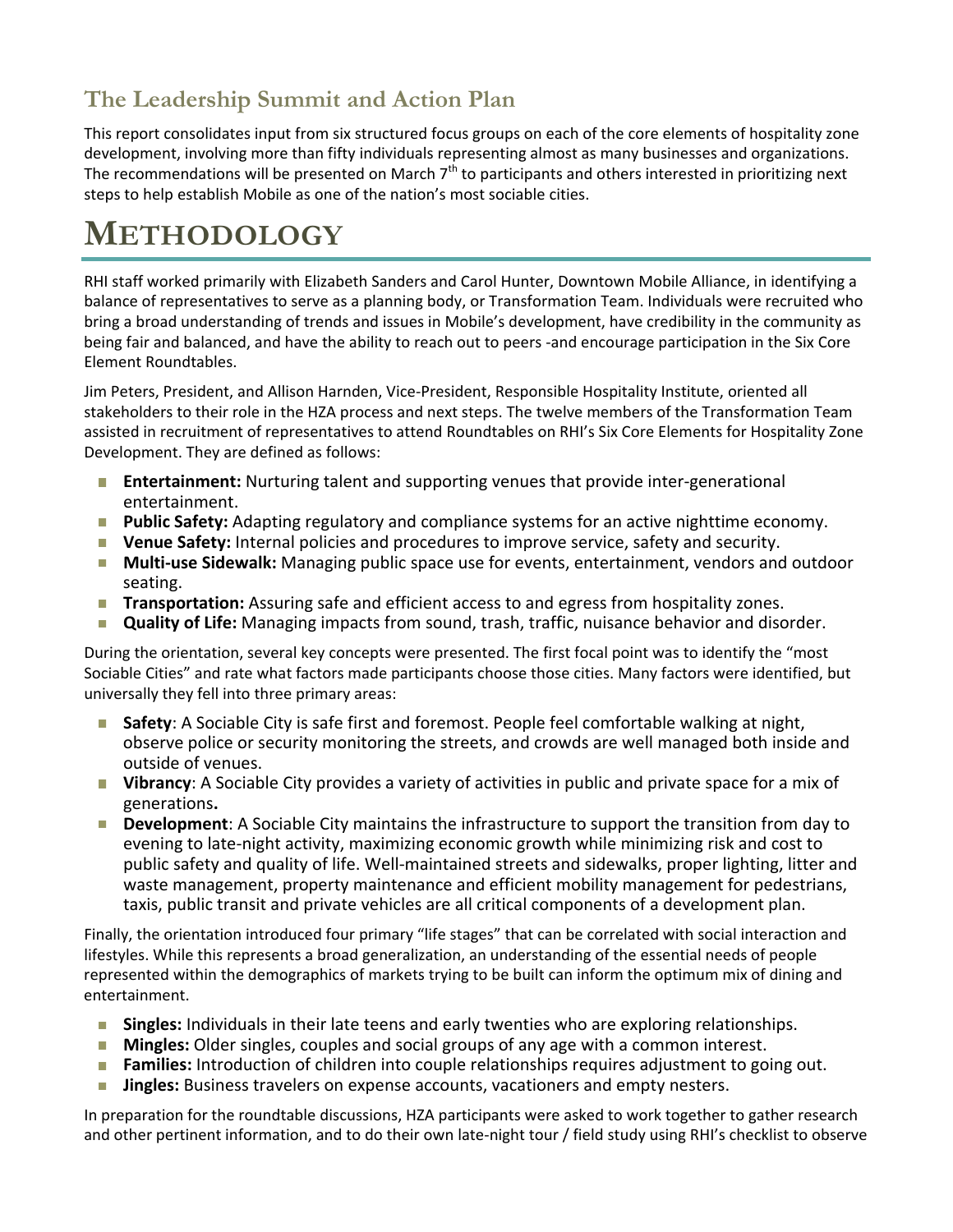## The Leadership Summit and Action Plan

This report consolidates input from six structured focus groups on each of the core elements of hospitality zone development, involving more than fifty individuals representing almost as many businesses and organizations. The recommendations will be presented on March 7th to participants and others interested in prioritizing next steps to help establish Mobile as one of the nation's most sociable cities.

# METHODOLOGY

RHI staff worked primarily with Elizabeth Sanders and Carol Hunter, Downtown Mobile Alliance, in identifying a balance of representatives to serve as a planning body, or Transformation Team. Individuals were recruited who bring a broad understanding of trends and issues in Mobile's development, have credibility in the community as being fair and balanced, and have the ability to reach out to peers -and encourage participation in the Six Core Element Roundtables.

Jim Peters, President, and Allison Harnden, Vice-President, Responsible Hospitality Institute, oriented all stakeholders to their role in the HZA process and next steps. The twelve members of the Transformation Team assisted in recruitment of representatives to attend Roundtables on RHI's Six Core Elements for Hospitality Zone Development. They are defined as follows:

- **Entertainment:** Nurturing talent and supporting venues that provide inter-generational entertainment.
- **Public Safety:** Adapting regulatory and compliance systems for an active nighttime economy.
- **Venue Safety:** Internal policies and procedures to improve service, safety and security.
- **Multi-use Sidewalk:** Managing public space use for events, entertainment, vendors and outdoor seating.
- **Transportation:** Assuring safe and efficient access to and egress from hospitality zones.
- **Quality of Life:** Managing impacts from sound, trash, traffic, nuisance behavior and disorder.

During the orientation, several key concepts were presented. The first focal point was to identify the "most Sociable Cities" and rate what factors made participants choose those cities. Many factors were identified, but universally they fell into three primary areas:

- **Safety**: A Sociable City is safe first and foremost. People feel comfortable walking at night, observe police or security monitoring the streets, and crowds are well managed both inside and outside of venues.
- **Vibrancy**: A Sociable City provides a variety of activities in public and private space for a mix of generations**.**
- **Development**: A Sociable City maintains the infrastructure to support the transition from day to evening to late-night activity, maximizing economic growth while minimizing risk and cost to public safety and quality of life. Well-maintained streets and sidewalks, proper lighting, litter and waste management, property maintenance and efficient mobility management for pedestrians, taxis, public transit and private vehicles are all critical components of a development plan.

Finally, the orientation introduced four primary "life stages" that can be correlated with social interaction and lifestyles. While this represents a broad generalization, an understanding of the essential needs of people represented within the demographics of markets trying to be built can inform the optimum mix of dining and entertainment.

- **Singles:** Individuals in their late teens and early twenties who are exploring relationships.
- **Mingles:** Older singles, couples and social groups of any age with a common interest.
- **Families:** Introduction of children into couple relationships requires adjustment to going out.
- **Jingles:** Business travelers on expense accounts, vacationers and empty nesters.

In preparation for the roundtable discussions, HZA participants were asked to work together to gather research and other pertinent information, and to do their own late-night tour / field study using RHI's checklist to observe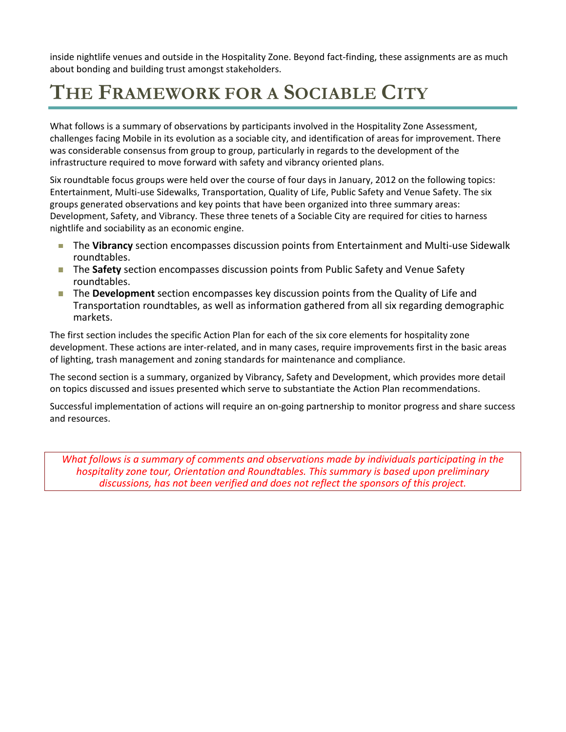inside nightlife venues and outside in the Hospitality Zone. Beyond fact-finding, these assignments are as much about bonding and building trust amongst stakeholders.

# THE FRAMEWORK FOR A SOCIABLE CITY

What follows is a summary of observations by participants involved in the Hospitality Zone Assessment, challenges facing Mobile in its evolution as a sociable city, and identification of areas for improvement. There was considerable consensus from group to group, particularly in regards to the development of the infrastructure required to move forward with safety and vibrancy oriented plans.

Six roundtable focus groups were held over the course of four days in January, 2012 on the following topics: Entertainment, Multi-use Sidewalks, Transportation, Quality of Life, Public Safety and Venue Safety. The six groups generated observations and key points that have been organized into three summary areas: Development, Safety, and Vibrancy. These three tenets of a Sociable City are required for cities to harness nightlife and sociability as an economic engine.

- The **Vibrancy** section encompasses discussion points from Entertainment and Multi-use Sidewalk roundtables.
- The **Safety** section encompasses discussion points from Public Safety and Venue Safety roundtables.
- The **Development** section encompasses key discussion points from the Quality of Life and Transportation roundtables, as well as information gathered from all six regarding demographic markets.

The first section includes the specific Action Plan for each of the six core elements for hospitality zone development. These actions are inter-related, and in many cases, require improvements first in the basic areas of lighting, trash management and zoning standards for maintenance and compliance.

The second section is a summary, organized by Vibrancy, Safety and Development, which provides more detail on topics discussed and issues presented which serve to substantiate the Action Plan recommendations.

Successful implementation of actions will require an on-going partnership to monitor progress and share success and resources.

*What follows is a summary of comments and observations made by individuals participating in the hospitality zone tour, Orientation and Roundtables. This summary is based upon preliminary discussions, has not been verified and does not reflect the sponsors of this project.*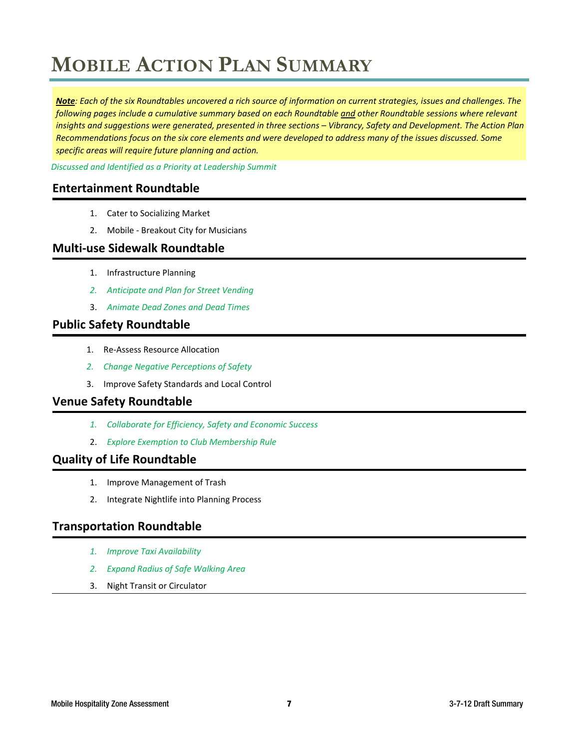# Mobile Action Plan Summary

***Note**: Each of the six Roundtables uncovered a rich source of information on current strategies, issues and challenges. The following pages include a cumulative summary based on each Roundtable and other Roundtable sessions where relevant insights and suggestions were generated, presented in three sections – Vibrancy, Safety and Development. The Action Plan Recommendations focus on the six core elements and were developed to address many of the issues discussed. Some specific areas will require future planning and action.*

*Discussed and Identified as a Priority at Leadership Summit*

## Entertainment Roundtable

1. Cater to Socializing Market
2. Mobile - Breakout City for Musicians

## Multi-use Sidewalk Roundtable

1. Infrastructure Planning
2. *Anticipate and Plan for Street Vending*
3. *Animate Dead Zones and Dead Times*

## Public Safety Roundtable

1. Re-Assess Resource Allocation
2. *Change Negative Perceptions of Safety*
3. Improve Safety Standards and Local Control

## Venue Safety Roundtable

1. *Collaborate for Efficiency, Safety and Economic Success*
2. *Explore Exemption to Club Membership Rule*

## Quality of Life Roundtable

1. Improve Management of Trash
2. Integrate Nightlife into Planning Process

## Transportation Roundtable

1. *Improve Taxi Availability*
2. *Expand Radius of Safe Walking Area*
3. Night Transit or Circulator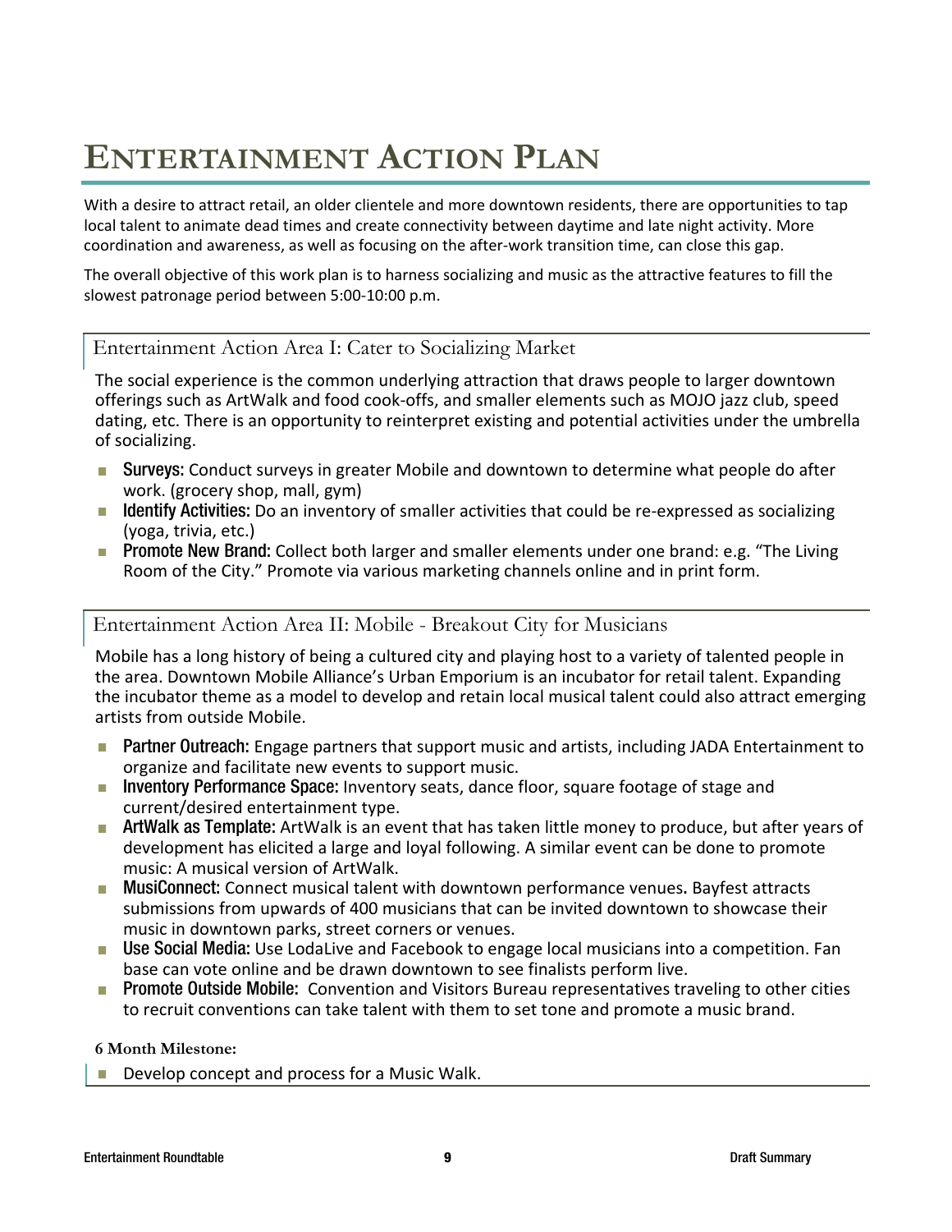# ENTERTAINMENT ACTION PLAN

With a desire to attract retail, an older clientele and more downtown residents, there are opportunities to tap local talent to animate dead times and create connectivity between daytime and late night activity. More coordination and awareness, as well as focusing on the after-work transition time, can close this gap.

The overall objective of this work plan is to harness socializing and music as the attractive features to fill the slowest patronage period between 5:00-10:00 p.m.

## Entertainment Action Area I: Cater to Socializing Market

The social experience is the common underlying attraction that draws people to larger downtown offerings such as ArtWalk and food cook-offs, and smaller elements such as MOJO jazz club, speed dating, etc. There is an opportunity to reinterpret existing and potential activities under the umbrella of socializing.

- **Surveys:** Conduct surveys in greater Mobile and downtown to determine what people do after work. (grocery shop, mall, gym)
- **Identify Activities:** Do an inventory of smaller activities that could be re-expressed as socializing (yoga, trivia, etc.)
- **Promote New Brand:** Collect both larger and smaller elements under one brand: e.g. "The Living Room of the City." Promote via various marketing channels online and in print form.

## Entertainment Action Area II: Mobile - Breakout City for Musicians

Mobile has a long history of being a cultured city and playing host to a variety of talented people in the area. Downtown Mobile Alliance's Urban Emporium is an incubator for retail talent. Expanding the incubator theme as a model to develop and retain local musical talent could also attract emerging artists from outside Mobile.

- **Partner Outreach:** Engage partners that support music and artists, including JADA Entertainment to organize and facilitate new events to support music.
- **Inventory Performance Space:** Inventory seats, dance floor, square footage of stage and current/desired entertainment type.
- **ArtWalk as Template:** ArtWalk is an event that has taken little money to produce, but after years of development has elicited a large and loyal following. A similar event can be done to promote music: A musical version of ArtWalk.
- **MusiConnect:** Connect musical talent with downtown performance venues. Bayfest attracts submissions from upwards of 400 musicians that can be invited downtown to showcase their music in downtown parks, street corners or venues.
- **Use Social Media:** Use LodaLive and Facebook to engage local musicians into a competition. Fan base can vote online and be drawn downtown to see finalists perform live.
- **Promote Outside Mobile:** Convention and Visitors Bureau representatives traveling to other cities to recruit conventions can take talent with them to set tone and promote a music brand.

**6 Month Milestone:**

- Develop concept and process for a Music Walk.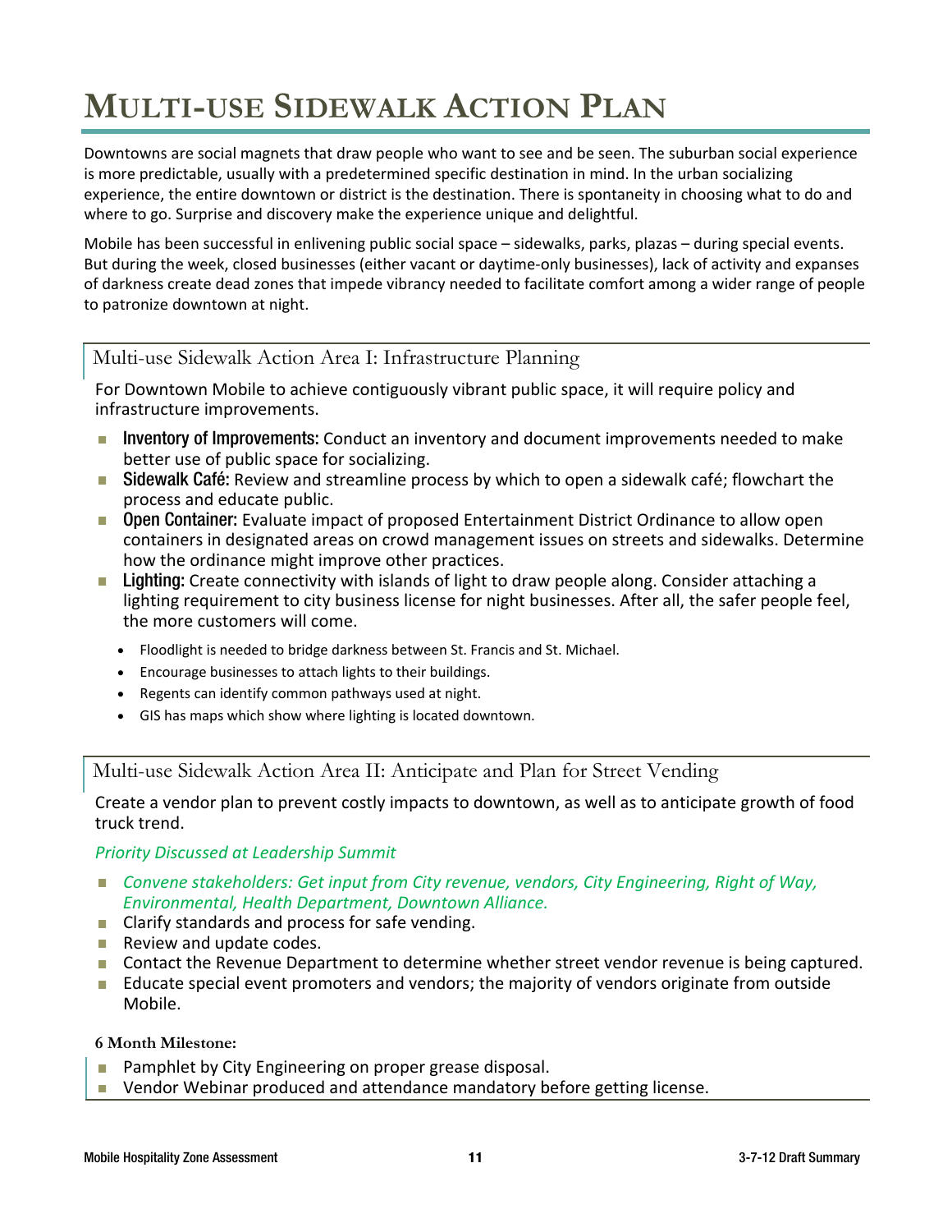# MULTI-USE SIDEWALK ACTION PLAN

Downtowns are social magnets that draw people who want to see and be seen. The suburban social experience is more predictable, usually with a predetermined specific destination in mind. In the urban socializing experience, the entire downtown or district is the destination. There is spontaneity in choosing what to do and where to go. Surprise and discovery make the experience unique and delightful.

Mobile has been successful in enlivening public social space – sidewalks, parks, plazas – during special events. But during the week, closed businesses (either vacant or daytime-only businesses), lack of activity and expanses of darkness create dead zones that impede vibrancy needed to facilitate comfort among a wider range of people to patronize downtown at night.

## Multi-use Sidewalk Action Area I: Infrastructure Planning

For Downtown Mobile to achieve contiguously vibrant public space, it will require policy and infrastructure improvements.

- **Inventory of Improvements:** Conduct an inventory and document improvements needed to make better use of public space for socializing.
- **Sidewalk Café:** Review and streamline process by which to open a sidewalk café; flowchart the process and educate public.
- **Open Container:** Evaluate impact of proposed Entertainment District Ordinance to allow open containers in designated areas on crowd management issues on streets and sidewalks. Determine how the ordinance might improve other practices.
- **Lighting:** Create connectivity with islands of light to draw people along. Consider attaching a lighting requirement to city business license for night businesses. After all, the safer people feel, the more customers will come.
  - Floodlight is needed to bridge darkness between St. Francis and St. Michael.
  - Encourage businesses to attach lights to their buildings.
  - Regents can identify common pathways used at night.
  - GIS has maps which show where lighting is located downtown.

## Multi-use Sidewalk Action Area II: Anticipate and Plan for Street Vending

Create a vendor plan to prevent costly impacts to downtown, as well as to anticipate growth of food truck trend.

*Priority Discussed at Leadership Summit*

- *Convene stakeholders: Get input from City revenue, vendors, City Engineering, Right of Way, Environmental, Health Department, Downtown Alliance.*
- Clarify standards and process for safe vending.
- Review and update codes.
- Contact the Revenue Department to determine whether street vendor revenue is being captured.
- Educate special event promoters and vendors; the majority of vendors originate from outside Mobile.

**6 Month Milestone:**

- Pamphlet by City Engineering on proper grease disposal.
- Vendor Webinar produced and attendance mandatory before getting license.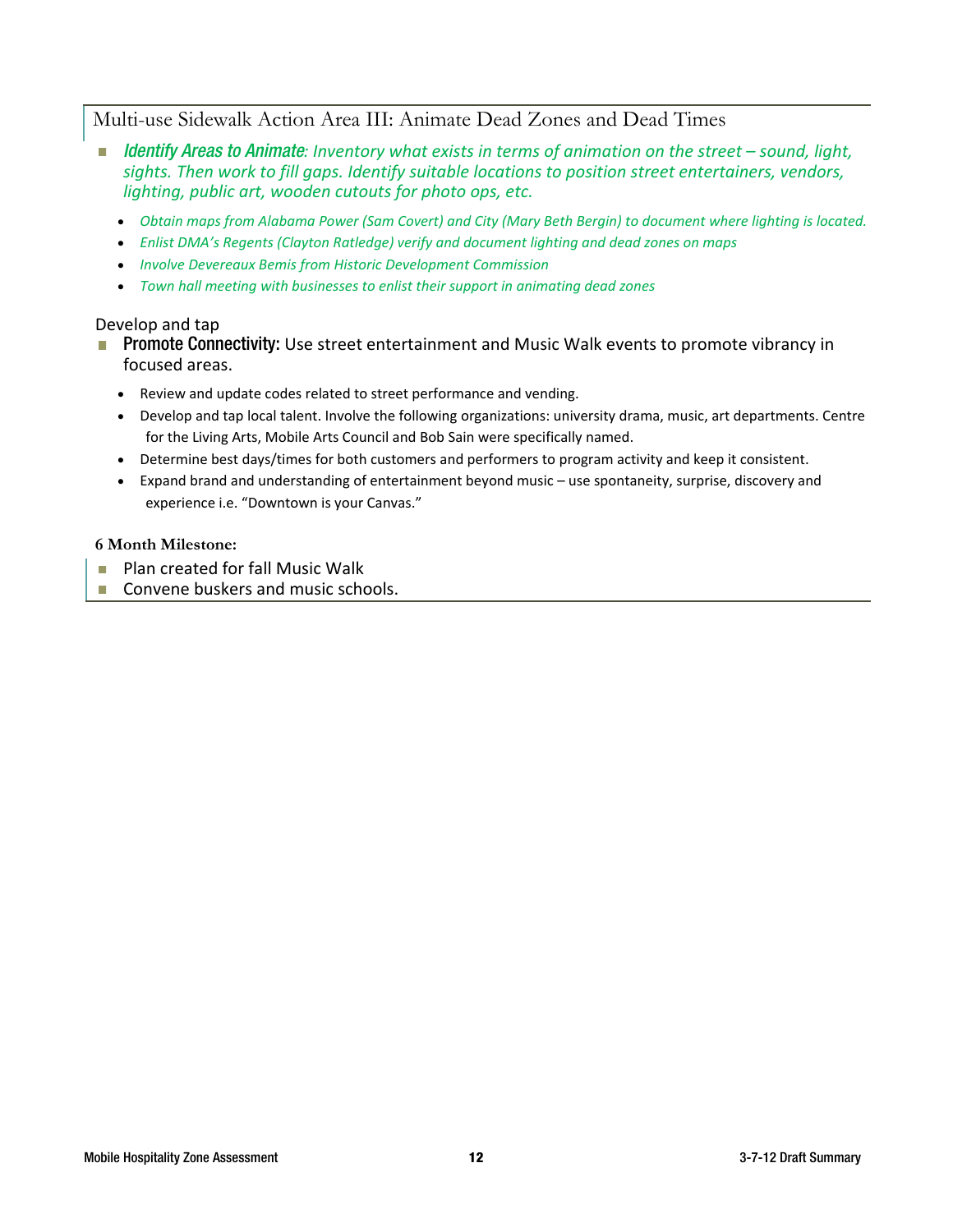## Multi-use Sidewalk Action Area III: Animate Dead Zones and Dead Times

- ***Identify Areas to Animate**: Inventory what exists in terms of animation on the street – sound, light, sights. Then work to fill gaps. Identify suitable locations to position street entertainers, vendors, lighting, public art, wooden cutouts for photo ops, etc.*
  - *Obtain maps from Alabama Power (Sam Covert) and City (Mary Beth Bergin) to document where lighting is located.*
  - *Enlist DMA's Regents (Clayton Ratledge) verify and document lighting and dead zones on maps*
  - *Involve Devereaux Bemis from Historic Development Commission*
  - *Town hall meeting with businesses to enlist their support in animating dead zones*

Develop and tap

- **Promote Connectivity:** Use street entertainment and Music Walk events to promote vibrancy in focused areas.
  - Review and update codes related to street performance and vending.
  - Develop and tap local talent. Involve the following organizations: university drama, music, art departments. Centre for the Living Arts, Mobile Arts Council and Bob Sain were specifically named.
  - Determine best days/times for both customers and performers to program activity and keep it consistent.
  - Expand brand and understanding of entertainment beyond music – use spontaneity, surprise, discovery and experience i.e. "Downtown is your Canvas."

**6 Month Milestone:**

- Plan created for fall Music Walk
- Convene buskers and music schools.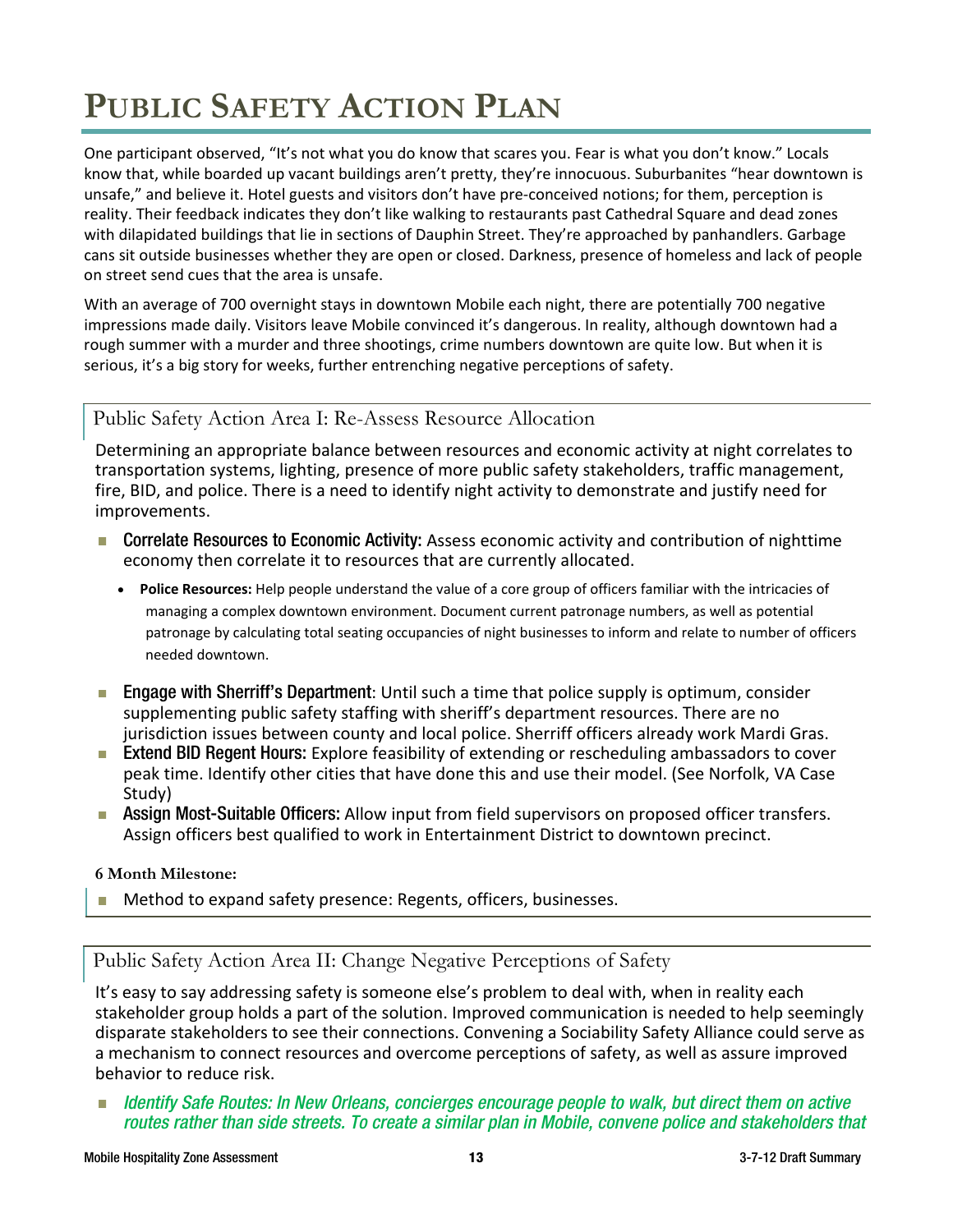# PUBLIC SAFETY ACTION PLAN

One participant observed, "It's not what you do know that scares you. Fear is what you don't know." Locals know that, while boarded up vacant buildings aren't pretty, they're innocuous. Suburbanites "hear downtown is unsafe," and believe it. Hotel guests and visitors don't have pre-conceived notions; for them, perception is reality. Their feedback indicates they don't like walking to restaurants past Cathedral Square and dead zones with dilapidated buildings that lie in sections of Dauphin Street. They're approached by panhandlers. Garbage cans sit outside businesses whether they are open or closed. Darkness, presence of homeless and lack of people on street send cues that the area is unsafe.

With an average of 700 overnight stays in downtown Mobile each night, there are potentially 700 negative impressions made daily. Visitors leave Mobile convinced it's dangerous. In reality, although downtown had a rough summer with a murder and three shootings, crime numbers downtown are quite low. But when it is serious, it's a big story for weeks, further entrenching negative perceptions of safety.

## Public Safety Action Area I: Re-Assess Resource Allocation

Determining an appropriate balance between resources and economic activity at night correlates to transportation systems, lighting, presence of more public safety stakeholders, traffic management, fire, BID, and police. There is a need to identify night activity to demonstrate and justify need for improvements.

- **Correlate Resources to Economic Activity:** Assess economic activity and contribution of nighttime economy then correlate it to resources that are currently allocated.
  - **Police Resources:** Help people understand the value of a core group of officers familiar with the intricacies of managing a complex downtown environment. Document current patronage numbers, as well as potential patronage by calculating total seating occupancies of night businesses to inform and relate to number of officers needed downtown.
- **Engage with Sherriff's Department**: Until such a time that police supply is optimum, consider supplementing public safety staffing with sheriff's department resources. There are no jurisdiction issues between county and local police. Sherriff officers already work Mardi Gras.
- **Extend BID Regent Hours:** Explore feasibility of extending or rescheduling ambassadors to cover peak time. Identify other cities that have done this and use their model. (See Norfolk, VA Case Study)
- **Assign Most-Suitable Officers:** Allow input from field supervisors on proposed officer transfers. Assign officers best qualified to work in Entertainment District to downtown precinct.

**6 Month Milestone:**

- Method to expand safety presence: Regents, officers, businesses.

## Public Safety Action Area II: Change Negative Perceptions of Safety

It's easy to say addressing safety is someone else's problem to deal with, when in reality each stakeholder group holds a part of the solution. Improved communication is needed to help seemingly disparate stakeholders to see their connections. Convening a Sociability Safety Alliance could serve as a mechanism to connect resources and overcome perceptions of safety, as well as assure improved behavior to reduce risk.

- *Identify Safe Routes: In New Orleans, concierges encourage people to walk, but direct them on active routes rather than side streets. To create a similar plan in Mobile, convene police and stakeholders that*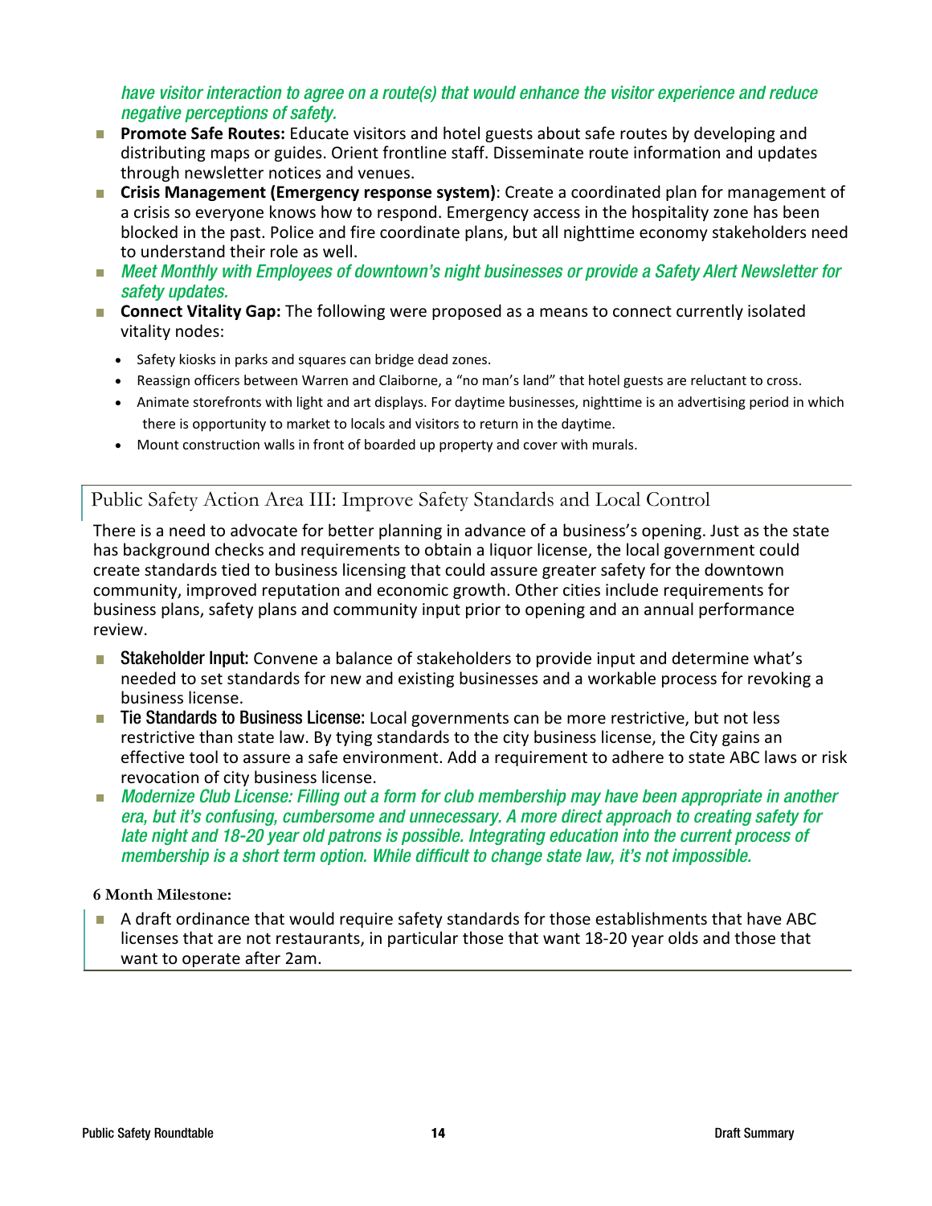*have visitor interaction to agree on a route(s) that would enhance the visitor experience and reduce negative perceptions of safety.*

- **Promote Safe Routes:** Educate visitors and hotel guests about safe routes by developing and distributing maps or guides. Orient frontline staff. Disseminate route information and updates through newsletter notices and venues.
- **Crisis Management (Emergency response system)**: Create a coordinated plan for management of a crisis so everyone knows how to respond. Emergency access in the hospitality zone has been blocked in the past. Police and fire coordinate plans, but all nighttime economy stakeholders need to understand their role as well.
- *Meet Monthly with Employees of downtown's night businesses or provide a Safety Alert Newsletter for safety updates.*
- **Connect Vitality Gap:** The following were proposed as a means to connect currently isolated vitality nodes:
  - Safety kiosks in parks and squares can bridge dead zones.
  - Reassign officers between Warren and Claiborne, a "no man's land" that hotel guests are reluctant to cross.
  - Animate storefronts with light and art displays. For daytime businesses, nighttime is an advertising period in which there is opportunity to market to locals and visitors to return in the daytime.
  - Mount construction walls in front of boarded up property and cover with murals.

## Public Safety Action Area III: Improve Safety Standards and Local Control

There is a need to advocate for better planning in advance of a business's opening. Just as the state has background checks and requirements to obtain a liquor license, the local government could create standards tied to business licensing that could assure greater safety for the downtown community, improved reputation and economic growth. Other cities include requirements for business plans, safety plans and community input prior to opening and an annual performance review.

- **Stakeholder Input:** Convene a balance of stakeholders to provide input and determine what's needed to set standards for new and existing businesses and a workable process for revoking a business license.
- **Tie Standards to Business License:** Local governments can be more restrictive, but not less restrictive than state law. By tying standards to the city business license, the City gains an effective tool to assure a safe environment. Add a requirement to adhere to state ABC laws or risk revocation of city business license.
- *Modernize Club License: Filling out a form for club membership may have been appropriate in another era, but it's confusing, cumbersome and unnecessary. A more direct approach to creating safety for late night and 18-20 year old patrons is possible. Integrating education into the current process of membership is a short term option. While difficult to change state law, it's not impossible.*

**6 Month Milestone:**

- A draft ordinance that would require safety standards for those establishments that have ABC licenses that are not restaurants, in particular those that want 18-20 year olds and those that want to operate after 2am.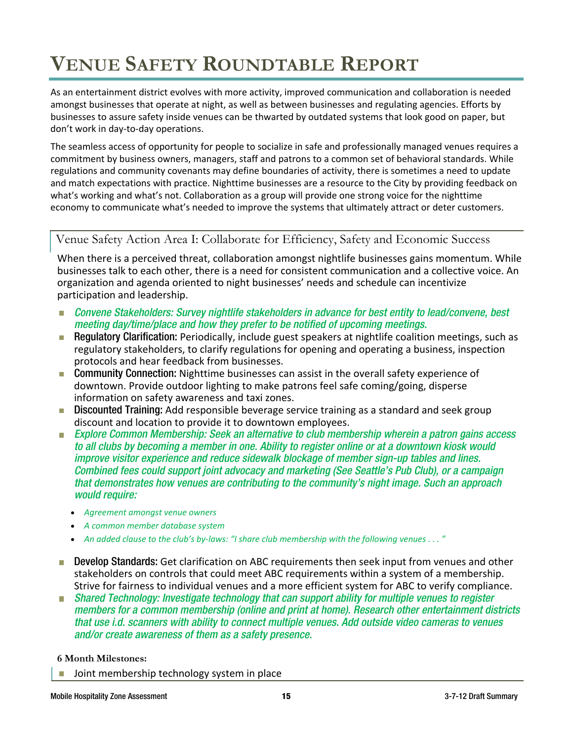# VENUE SAFETY ROUNDTABLE REPORT

As an entertainment district evolves with more activity, improved communication and collaboration is needed amongst businesses that operate at night, as well as between businesses and regulating agencies. Efforts by businesses to assure safety inside venues can be thwarted by outdated systems that look good on paper, but don't work in day-to-day operations.

The seamless access of opportunity for people to socialize in safe and professionally managed venues requires a commitment by business owners, managers, staff and patrons to a common set of behavioral standards. While regulations and community covenants may define boundaries of activity, there is sometimes a need to update and match expectations with practice. Nighttime businesses are a resource to the City by providing feedback on what's working and what's not. Collaboration as a group will provide one strong voice for the nighttime economy to communicate what's needed to improve the systems that ultimately attract or deter customers.

## Venue Safety Action Area I: Collaborate for Efficiency, Safety and Economic Success

When there is a perceived threat, collaboration amongst nightlife businesses gains momentum. While businesses talk to each other, there is a need for consistent communication and a collective voice. An organization and agenda oriented to night businesses' needs and schedule can incentivize participation and leadership.

- *Convene Stakeholders: Survey nightlife stakeholders in advance for best entity to lead/convene, best meeting day/time/place and how they prefer to be notified of upcoming meetings.*
- **Regulatory Clarification:** Periodically, include guest speakers at nightlife coalition meetings, such as regulatory stakeholders, to clarify regulations for opening and operating a business, inspection protocols and hear feedback from businesses.
- **Community Connection:** Nighttime businesses can assist in the overall safety experience of downtown. Provide outdoor lighting to make patrons feel safe coming/going, disperse information on safety awareness and taxi zones.
- **Discounted Training:** Add responsible beverage service training as a standard and seek group discount and location to provide it to downtown employees.
- *Explore Common Membership: Seek an alternative to club membership wherein a patron gains access to all clubs by becoming a member in one. Ability to register online or at a downtown kiosk would improve visitor experience and reduce sidewalk blockage of member sign-up tables and lines. Combined fees could support joint advocacy and marketing (See Seattle's Pub Club), or a campaign that demonstrates how venues are contributing to the community's night image. Such an approach would require:*
  - *Agreement amongst venue owners*
  - *A common member database system*
  - *An added clause to the club's by-laws: "I share club membership with the following venues . . . "*
- **Develop Standards:** Get clarification on ABC requirements then seek input from venues and other stakeholders on controls that could meet ABC requirements within a system of a membership. Strive for fairness to individual venues and a more efficient system for ABC to verify compliance.
- *Shared Technology: Investigate technology that can support ability for multiple venues to register members for a common membership (online and print at home). Research other entertainment districts that use i.d. scanners with ability to connect multiple venues. Add outside video cameras to venues and/or create awareness of them as a safety presence.*

**6 Month Milestones:**

- Joint membership technology system in place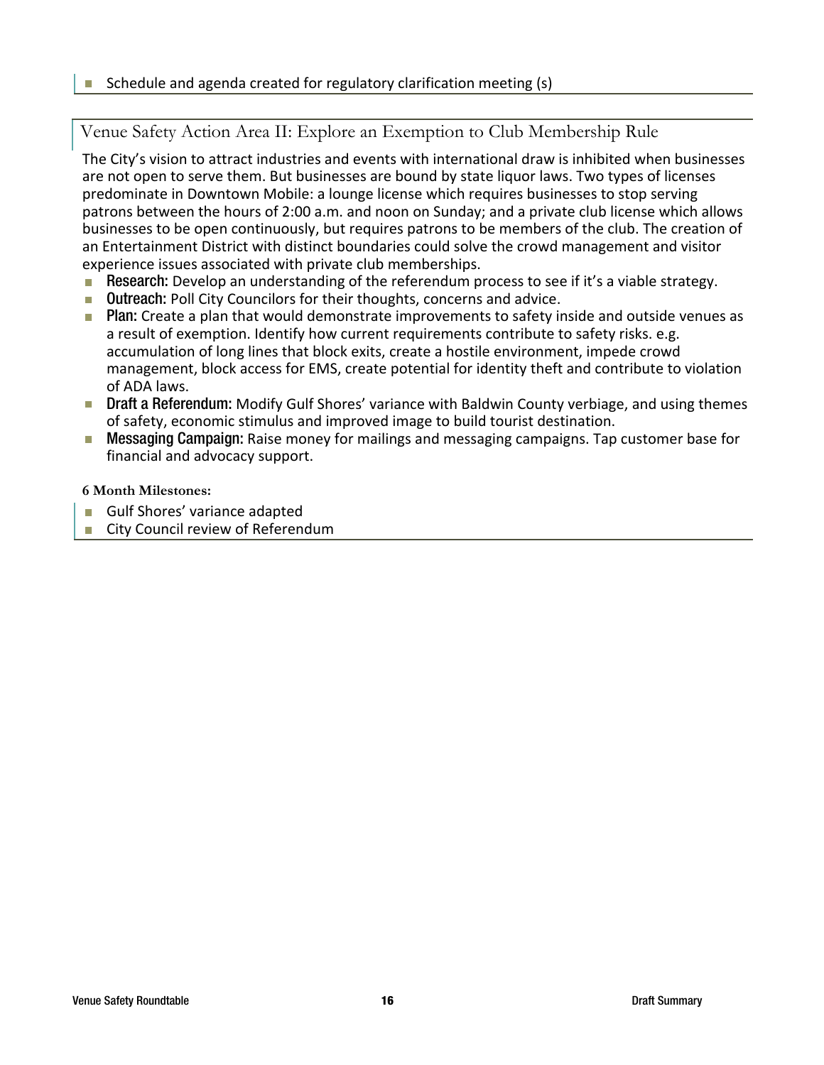- Schedule and agenda created for regulatory clarification meeting (s)

## Venue Safety Action Area II: Explore an Exemption to Club Membership Rule

The City's vision to attract industries and events with international draw is inhibited when businesses are not open to serve them. But businesses are bound by state liquor laws. Two types of licenses predominate in Downtown Mobile: a lounge license which requires businesses to stop serving patrons between the hours of 2:00 a.m. and noon on Sunday; and a private club license which allows businesses to be open continuously, but requires patrons to be members of the club. The creation of an Entertainment District with distinct boundaries could solve the crowd management and visitor experience issues associated with private club memberships.

- **Research:** Develop an understanding of the referendum process to see if it's a viable strategy.
- **Outreach:** Poll City Councilors for their thoughts, concerns and advice.
- **Plan:** Create a plan that would demonstrate improvements to safety inside and outside venues as a result of exemption. Identify how current requirements contribute to safety risks. e.g. accumulation of long lines that block exits, create a hostile environment, impede crowd management, block access for EMS, create potential for identity theft and contribute to violation of ADA laws.
- **Draft a Referendum:** Modify Gulf Shores' variance with Baldwin County verbiage, and using themes of safety, economic stimulus and improved image to build tourist destination.
- **Messaging Campaign:** Raise money for mailings and messaging campaigns. Tap customer base for financial and advocacy support.

**6 Month Milestones:**

- Gulf Shores' variance adapted
- City Council review of Referendum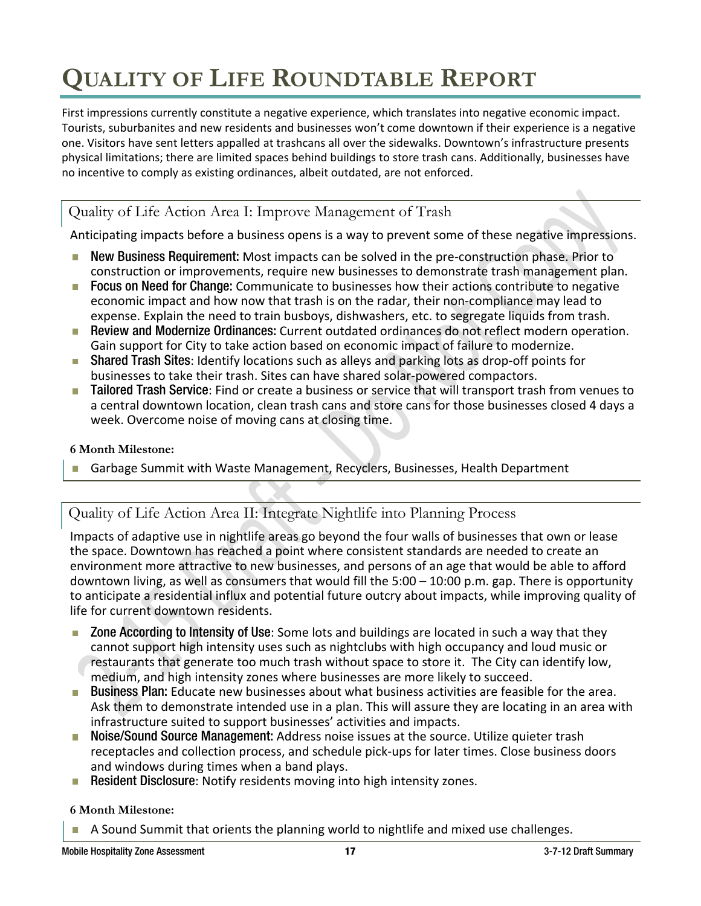# QUALITY OF LIFE ROUNDTABLE REPORT

First impressions currently constitute a negative experience, which translates into negative economic impact. Tourists, suburbanites and new residents and businesses won't come downtown if their experience is a negative one. Visitors have sent letters appalled at trashcans all over the sidewalks. Downtown's infrastructure presents physical limitations; there are limited spaces behind buildings to store trash cans. Additionally, businesses have no incentive to comply as existing ordinances, albeit outdated, are not enforced.

## Quality of Life Action Area I: Improve Management of Trash

Anticipating impacts before a business opens is a way to prevent some of these negative impressions.

- **New Business Requirement:** Most impacts can be solved in the pre-construction phase. Prior to construction or improvements, require new businesses to demonstrate trash management plan.
- **Focus on Need for Change:** Communicate to businesses how their actions contribute to negative economic impact and how now that trash is on the radar, their non-compliance may lead to expense. Explain the need to train busboys, dishwashers, etc. to segregate liquids from trash.
- **Review and Modernize Ordinances:** Current outdated ordinances do not reflect modern operation. Gain support for City to take action based on economic impact of failure to modernize.
- **Shared Trash Sites**: Identify locations such as alleys and parking lots as drop-off points for businesses to take their trash. Sites can have shared solar-powered compactors.
- **Tailored Trash Service**: Find or create a business or service that will transport trash from venues to a central downtown location, clean trash cans and store cans for those businesses closed 4 days a week. Overcome noise of moving cans at closing time.

**6 Month Milestone:**

- Garbage Summit with Waste Management, Recyclers, Businesses, Health Department

## Quality of Life Action Area II: Integrate Nightlife into Planning Process

Impacts of adaptive use in nightlife areas go beyond the four walls of businesses that own or lease the space. Downtown has reached a point where consistent standards are needed to create an environment more attractive to new businesses, and persons of an age that would be able to afford downtown living, as well as consumers that would fill the 5:00 – 10:00 p.m. gap. There is opportunity to anticipate a residential influx and potential future outcry about impacts, while improving quality of life for current downtown residents.

- **Zone According to Intensity of Use**: Some lots and buildings are located in such a way that they cannot support high intensity uses such as nightclubs with high occupancy and loud music or restaurants that generate too much trash without space to store it. The City can identify low, medium, and high intensity zones where businesses are more likely to succeed.
- **Business Plan:** Educate new businesses about what business activities are feasible for the area. Ask them to demonstrate intended use in a plan. This will assure they are locating in an area with infrastructure suited to support businesses' activities and impacts.
- **Noise/Sound Source Management:** Address noise issues at the source. Utilize quieter trash receptacles and collection process, and schedule pick-ups for later times. Close business doors and windows during times when a band plays.
- **Resident Disclosure**: Notify residents moving into high intensity zones.

**6 Month Milestone:**

- A Sound Summit that orients the planning world to nightlife and mixed use challenges.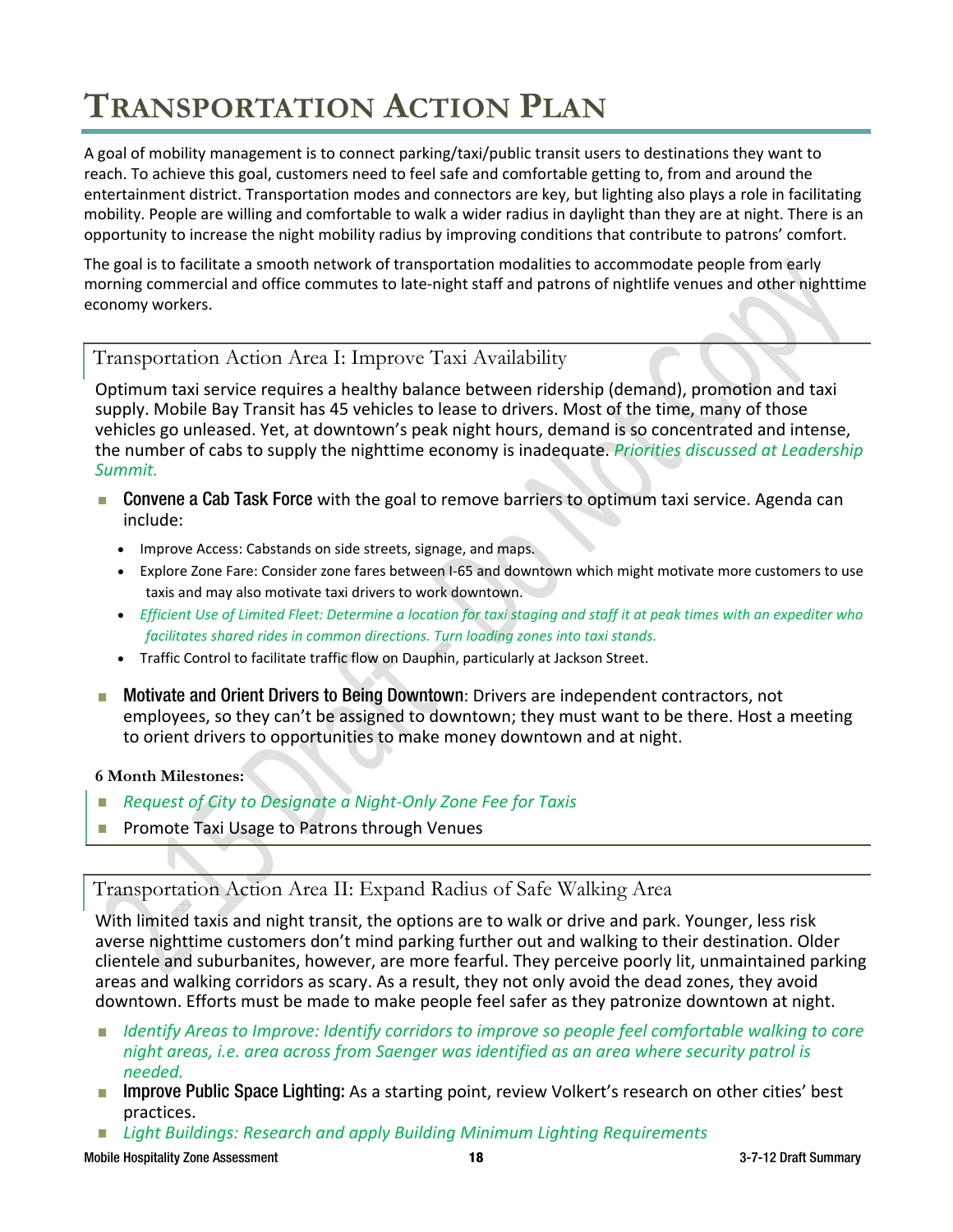# Transportation Action Plan

A goal of mobility management is to connect parking/taxi/public transit users to destinations they want to reach. To achieve this goal, customers need to feel safe and comfortable getting to, from and around the entertainment district. Transportation modes and connectors are key, but lighting also plays a role in facilitating mobility. People are willing and comfortable to walk a wider radius in daylight than they are at night. There is an opportunity to increase the night mobility radius by improving conditions that contribute to patrons' comfort.

The goal is to facilitate a smooth network of transportation modalities to accommodate people from early morning commercial and office commutes to late-night staff and patrons of nightlife venues and other nighttime economy workers.

## Transportation Action Area I: Improve Taxi Availability

Optimum taxi service requires a healthy balance between ridership (demand), promotion and taxi supply. Mobile Bay Transit has 45 vehicles to lease to drivers. Most of the time, many of those vehicles go unleased. Yet, at downtown's peak night hours, demand is so concentrated and intense, the number of cabs to supply the nighttime economy is inadequate. *Priorities discussed at Leadership Summit.*

- **Convene a Cab Task Force** with the goal to remove barriers to optimum taxi service. Agenda can include:
  - Improve Access: Cabstands on side streets, signage, and maps.
  - Explore Zone Fare: Consider zone fares between I-65 and downtown which might motivate more customers to use taxis and may also motivate taxi drivers to work downtown.
  - *Efficient Use of Limited Fleet: Determine a location for taxi staging and staff it at peak times with an expediter who facilitates shared rides in common directions. Turn loading zones into taxi stands.*
  - Traffic Control to facilitate traffic flow on Dauphin, particularly at Jackson Street.
- **Motivate and Orient Drivers to Being Downtown**: Drivers are independent contractors, not employees, so they can't be assigned to downtown; they must want to be there. Host a meeting to orient drivers to opportunities to make money downtown and at night.

**6 Month Milestones:**

- *Request of City to Designate a Night-Only Zone Fee for Taxis*
- Promote Taxi Usage to Patrons through Venues

## Transportation Action Area II: Expand Radius of Safe Walking Area

With limited taxis and night transit, the options are to walk or drive and park. Younger, less risk averse nighttime customers don't mind parking further out and walking to their destination. Older clientele and suburbanites, however, are more fearful. They perceive poorly lit, unmaintained parking areas and walking corridors as scary. As a result, they not only avoid the dead zones, they avoid downtown. Efforts must be made to make people feel safer as they patronize downtown at night.

- *Identify Areas to Improve: Identify corridors to improve so people feel comfortable walking to core night areas, i.e. area across from Saenger was identified as an area where security patrol is needed.*
- **Improve Public Space Lighting:** As a starting point, review Volkert's research on other cities' best practices.
- *Light Buildings: Research and apply Building Minimum Lighting Requirements*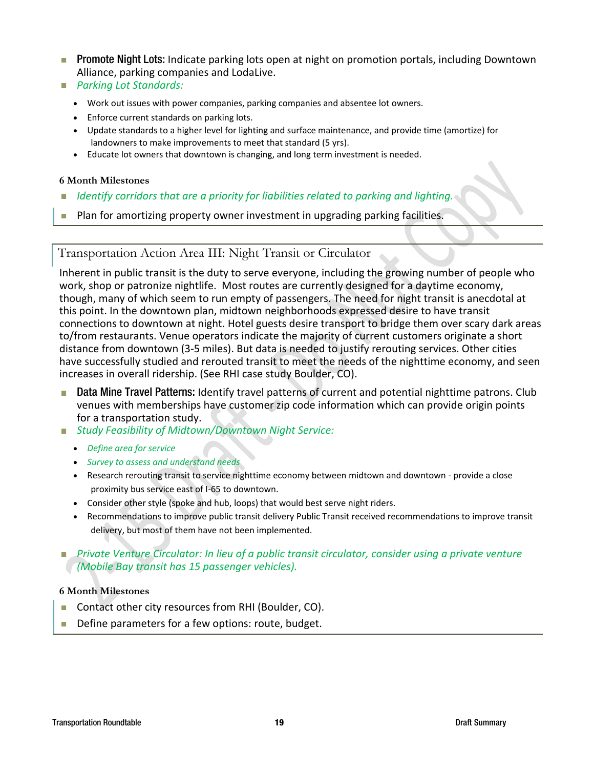- **Promote Night Lots:** Indicate parking lots open at night on promotion portals, including Downtown Alliance, parking companies and LodaLive.
- *Parking Lot Standards:*
  - Work out issues with power companies, parking companies and absentee lot owners.
  - Enforce current standards on parking lots.
  - Update standards to a higher level for lighting and surface maintenance, and provide time (amortize) for landowners to make improvements to meet that standard (5 yrs).
  - Educate lot owners that downtown is changing, and long term investment is needed.

**6 Month Milestones**

- *Identify corridors that are a priority for liabilities related to parking and lighting.*
- Plan for amortizing property owner investment in upgrading parking facilities.

## Transportation Action Area III: Night Transit or Circulator

Inherent in public transit is the duty to serve everyone, including the growing number of people who work, shop or patronize nightlife. Most routes are currently designed for a daytime economy, though, many of which seem to run empty of passengers. The need for night transit is anecdotal at this point. In the downtown plan, midtown neighborhoods expressed desire to have transit connections to downtown at night. Hotel guests desire transport to bridge them over scary dark areas to/from restaurants. Venue operators indicate the majority of current customers originate a short distance from downtown (3-5 miles). But data is needed to justify rerouting services. Other cities have successfully studied and rerouted transit to meet the needs of the nighttime economy, and seen increases in overall ridership. (See RHI case study Boulder, CO).

- **Data Mine Travel Patterns:** Identify travel patterns of current and potential nighttime patrons. Club venues with memberships have customer zip code information which can provide origin points for a transportation study.
- *Study Feasibility of Midtown/Downtown Night Service:*
  - *Define area for service*
  - *Survey to assess and understand needs*
  - Research rerouting transit to service nighttime economy between midtown and downtown - provide a close proximity bus service east of I-65 to downtown.
  - Consider other style (spoke and hub, loops) that would best serve night riders.
  - Recommendations to improve public transit delivery Public Transit received recommendations to improve transit delivery, but most of them have not been implemented.

- *Private Venture Circulator: In lieu of a public transit circulator, consider using a private venture (Mobile Bay transit has 15 passenger vehicles).*

**6 Month Milestones**

- Contact other city resources from RHI (Boulder, CO).
- Define parameters for a few options: route, budget.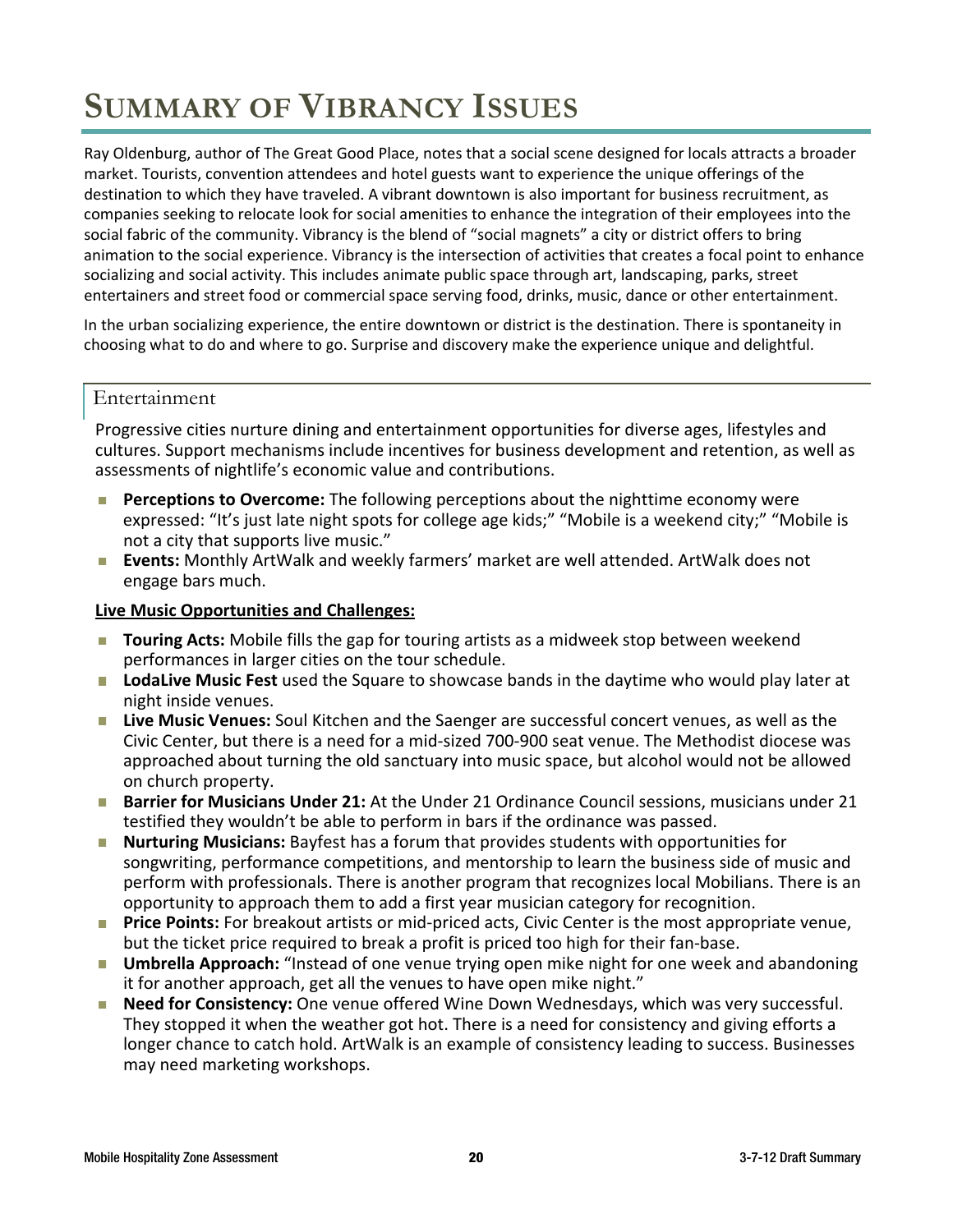# Summary of Vibrancy Issues

Ray Oldenburg, author of The Great Good Place, notes that a social scene designed for locals attracts a broader market. Tourists, convention attendees and hotel guests want to experience the unique offerings of the destination to which they have traveled. A vibrant downtown is also important for business recruitment, as companies seeking to relocate look for social amenities to enhance the integration of their employees into the social fabric of the community. Vibrancy is the blend of "social magnets" a city or district offers to bring animation to the social experience. Vibrancy is the intersection of activities that creates a focal point to enhance socializing and social activity. This includes animate public space through art, landscaping, parks, street entertainers and street food or commercial space serving food, drinks, music, dance or other entertainment.

In the urban socializing experience, the entire downtown or district is the destination. There is spontaneity in choosing what to do and where to go. Surprise and discovery make the experience unique and delightful.

## Entertainment

Progressive cities nurture dining and entertainment opportunities for diverse ages, lifestyles and cultures. Support mechanisms include incentives for business development and retention, as well as assessments of nightlife's economic value and contributions.

- **Perceptions to Overcome:** The following perceptions about the nighttime economy were expressed: "It's just late night spots for college age kids;" "Mobile is a weekend city;" "Mobile is not a city that supports live music."
- **Events:** Monthly ArtWalk and weekly farmers' market are well attended. ArtWalk does not engage bars much.

**Live Music Opportunities and Challenges:**

- **Touring Acts:** Mobile fills the gap for touring artists as a midweek stop between weekend performances in larger cities on the tour schedule.
- **LodaLive Music Fest** used the Square to showcase bands in the daytime who would play later at night inside venues.
- **Live Music Venues:** Soul Kitchen and the Saenger are successful concert venues, as well as the Civic Center, but there is a need for a mid-sized 700-900 seat venue. The Methodist diocese was approached about turning the old sanctuary into music space, but alcohol would not be allowed on church property.
- **Barrier for Musicians Under 21:** At the Under 21 Ordinance Council sessions, musicians under 21 testified they wouldn't be able to perform in bars if the ordinance was passed.
- **Nurturing Musicians:** Bayfest has a forum that provides students with opportunities for songwriting, performance competitions, and mentorship to learn the business side of music and perform with professionals. There is another program that recognizes local Mobilians. There is an opportunity to approach them to add a first year musician category for recognition.
- **Price Points:** For breakout artists or mid-priced acts, Civic Center is the most appropriate venue, but the ticket price required to break a profit is priced too high for their fan-base.
- **Umbrella Approach:** "Instead of one venue trying open mike night for one week and abandoning it for another approach, get all the venues to have open mike night."
- **Need for Consistency:** One venue offered Wine Down Wednesdays, which was very successful. They stopped it when the weather got hot. There is a need for consistency and giving efforts a longer chance to catch hold. ArtWalk is an example of consistency leading to success. Businesses may need marketing workshops.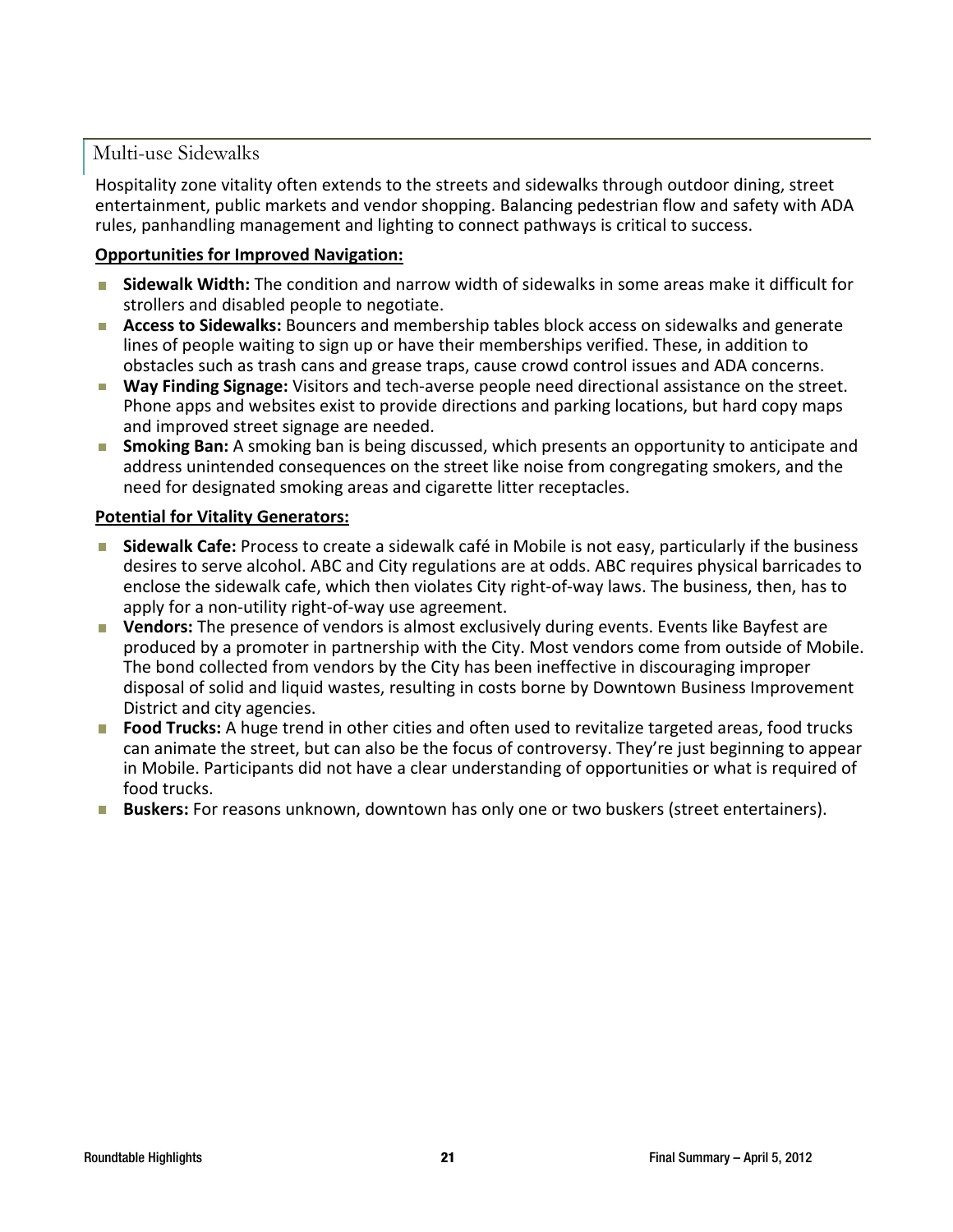## Multi-use Sidewalks

Hospitality zone vitality often extends to the streets and sidewalks through outdoor dining, street entertainment, public markets and vendor shopping. Balancing pedestrian flow and safety with ADA rules, panhandling management and lighting to connect pathways is critical to success.

**Opportunities for Improved Navigation:**

- **Sidewalk Width:** The condition and narrow width of sidewalks in some areas make it difficult for strollers and disabled people to negotiate.
- **Access to Sidewalks:** Bouncers and membership tables block access on sidewalks and generate lines of people waiting to sign up or have their memberships verified. These, in addition to obstacles such as trash cans and grease traps, cause crowd control issues and ADA concerns.
- **Way Finding Signage:** Visitors and tech-averse people need directional assistance on the street. Phone apps and websites exist to provide directions and parking locations, but hard copy maps and improved street signage are needed.
- **Smoking Ban:** A smoking ban is being discussed, which presents an opportunity to anticipate and address unintended consequences on the street like noise from congregating smokers, and the need for designated smoking areas and cigarette litter receptacles.

**Potential for Vitality Generators:**

- **Sidewalk Cafe:** Process to create a sidewalk café in Mobile is not easy, particularly if the business desires to serve alcohol. ABC and City regulations are at odds. ABC requires physical barricades to enclose the sidewalk cafe, which then violates City right-of-way laws. The business, then, has to apply for a non-utility right-of-way use agreement.
- **Vendors:** The presence of vendors is almost exclusively during events. Events like Bayfest are produced by a promoter in partnership with the City. Most vendors come from outside of Mobile. The bond collected from vendors by the City has been ineffective in discouraging improper disposal of solid and liquid wastes, resulting in costs borne by Downtown Business Improvement District and city agencies.
- **Food Trucks:** A huge trend in other cities and often used to revitalize targeted areas, food trucks can animate the street, but can also be the focus of controversy. They're just beginning to appear in Mobile. Participants did not have a clear understanding of opportunities or what is required of food trucks.
- **Buskers:** For reasons unknown, downtown has only one or two buskers (street entertainers).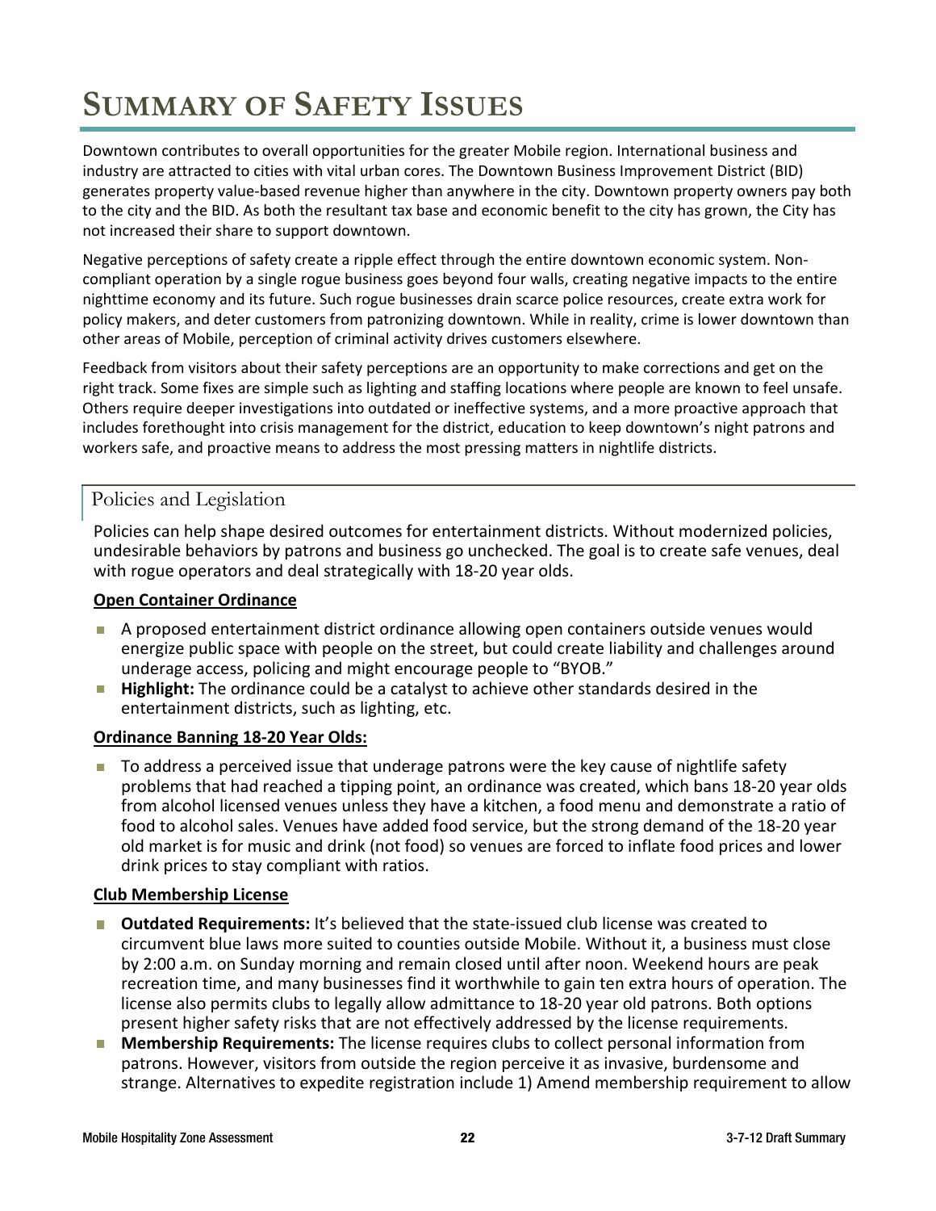# Summary of Safety Issues

Downtown contributes to overall opportunities for the greater Mobile region. International business and industry are attracted to cities with vital urban cores. The Downtown Business Improvement District (BID) generates property value-based revenue higher than anywhere in the city. Downtown property owners pay both to the city and the BID. As both the resultant tax base and economic benefit to the city has grown, the City has not increased their share to support downtown.

Negative perceptions of safety create a ripple effect through the entire downtown economic system. Non-compliant operation by a single rogue business goes beyond four walls, creating negative impacts to the entire nighttime economy and its future. Such rogue businesses drain scarce police resources, create extra work for policy makers, and deter customers from patronizing downtown. While in reality, crime is lower downtown than other areas of Mobile, perception of criminal activity drives customers elsewhere.

Feedback from visitors about their safety perceptions are an opportunity to make corrections and get on the right track. Some fixes are simple such as lighting and staffing locations where people are known to feel unsafe. Others require deeper investigations into outdated or ineffective systems, and a more proactive approach that includes forethought into crisis management for the district, education to keep downtown's night patrons and workers safe, and proactive means to address the most pressing matters in nightlife districts.

## Policies and Legislation

Policies can help shape desired outcomes for entertainment districts. Without modernized policies, undesirable behaviors by patrons and business go unchecked. The goal is to create safe venues, deal with rogue operators and deal strategically with 18-20 year olds.

### Open Container Ordinance

- A proposed entertainment district ordinance allowing open containers outside venues would energize public space with people on the street, but could create liability and challenges around underage access, policing and might encourage people to "BYOB."
- **Highlight:** The ordinance could be a catalyst to achieve other standards desired in the entertainment districts, such as lighting, etc.

### Ordinance Banning 18-20 Year Olds:

- To address a perceived issue that underage patrons were the key cause of nightlife safety problems that had reached a tipping point, an ordinance was created, which bans 18-20 year olds from alcohol licensed venues unless they have a kitchen, a food menu and demonstrate a ratio of food to alcohol sales. Venues have added food service, but the strong demand of the 18-20 year old market is for music and drink (not food) so venues are forced to inflate food prices and lower drink prices to stay compliant with ratios.

### Club Membership License

- **Outdated Requirements:** It's believed that the state-issued club license was created to circumvent blue laws more suited to counties outside Mobile. Without it, a business must close by 2:00 a.m. on Sunday morning and remain closed until after noon. Weekend hours are peak recreation time, and many businesses find it worthwhile to gain ten extra hours of operation. The license also permits clubs to legally allow admittance to 18-20 year old patrons. Both options present higher safety risks that are not effectively addressed by the license requirements.
- **Membership Requirements:** The license requires clubs to collect personal information from patrons. However, visitors from outside the region perceive it as invasive, burdensome and strange. Alternatives to expedite registration include 1) Amend membership requirement to allow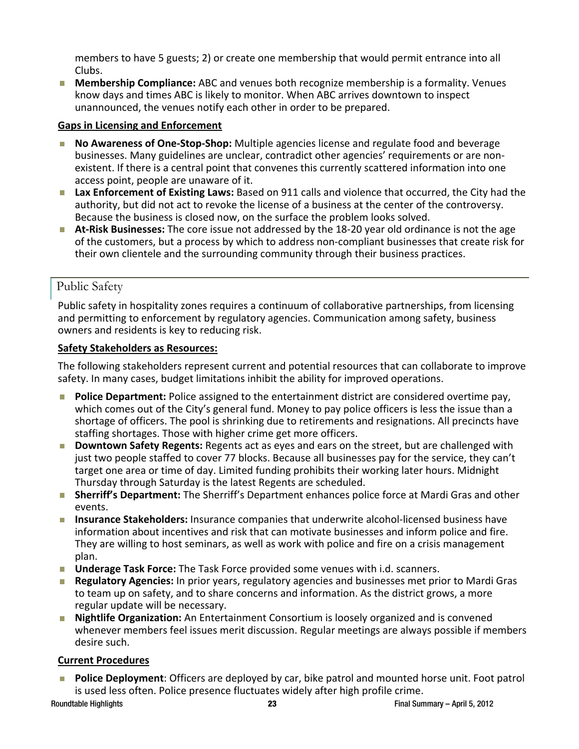members to have 5 guests; 2) or create one membership that would permit entrance into all Clubs.

- **Membership Compliance:** ABC and venues both recognize membership is a formality. Venues know days and times ABC is likely to monitor. When ABC arrives downtown to inspect unannounced, the venues notify each other in order to be prepared.

**Gaps in Licensing and Enforcement**

- **No Awareness of One-Stop-Shop:** Multiple agencies license and regulate food and beverage businesses. Many guidelines are unclear, contradict other agencies' requirements or are non-existent. If there is a central point that convenes this currently scattered information into one access point, people are unaware of it.
- **Lax Enforcement of Existing Laws:** Based on 911 calls and violence that occurred, the City had the authority, but did not act to revoke the license of a business at the center of the controversy. Because the business is closed now, on the surface the problem looks solved.
- **At-Risk Businesses:** The core issue not addressed by the 18-20 year old ordinance is not the age of the customers, but a process by which to address non-compliant businesses that create risk for their own clientele and the surrounding community through their business practices.

## Public Safety

Public safety in hospitality zones requires a continuum of collaborative partnerships, from licensing and permitting to enforcement by regulatory agencies. Communication among safety, business owners and residents is key to reducing risk.

**Safety Stakeholders as Resources:**

The following stakeholders represent current and potential resources that can collaborate to improve safety. In many cases, budget limitations inhibit the ability for improved operations.

- **Police Department:** Police assigned to the entertainment district are considered overtime pay, which comes out of the City's general fund. Money to pay police officers is less the issue than a shortage of officers. The pool is shrinking due to retirements and resignations. All precincts have staffing shortages. Those with higher crime get more officers.
- **Downtown Safety Regents:** Regents act as eyes and ears on the street, but are challenged with just two people staffed to cover 77 blocks. Because all businesses pay for the service, they can't target one area or time of day. Limited funding prohibits their working later hours. Midnight Thursday through Saturday is the latest Regents are scheduled.
- **Sherriff's Department:** The Sherriff's Department enhances police force at Mardi Gras and other events.
- **Insurance Stakeholders:** Insurance companies that underwrite alcohol-licensed business have information about incentives and risk that can motivate businesses and inform police and fire. They are willing to host seminars, as well as work with police and fire on a crisis management plan.
- **Underage Task Force:** The Task Force provided some venues with i.d. scanners.
- **Regulatory Agencies:** In prior years, regulatory agencies and businesses met prior to Mardi Gras to team up on safety, and to share concerns and information. As the district grows, a more regular update will be necessary.
- **Nightlife Organization:** An Entertainment Consortium is loosely organized and is convened whenever members feel issues merit discussion. Regular meetings are always possible if members desire such.

**Current Procedures**

- **Police Deployment**: Officers are deployed by car, bike patrol and mounted horse unit. Foot patrol is used less often. Police presence fluctuates widely after high profile crime.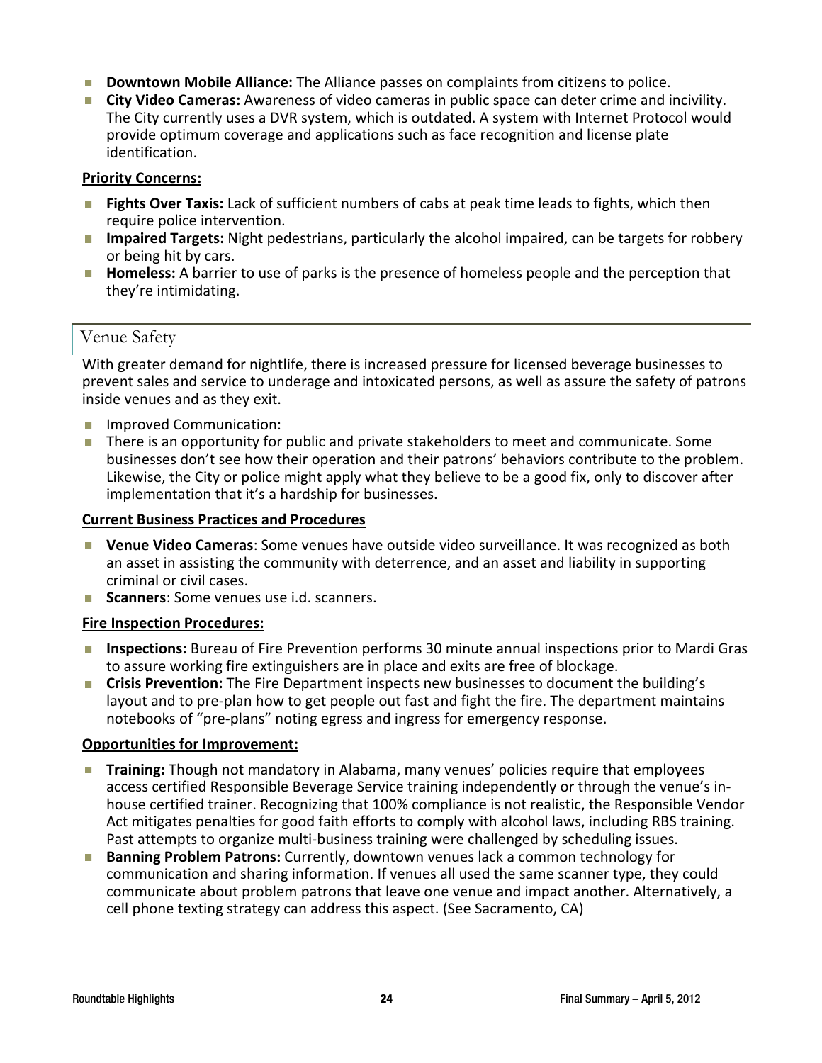- **Downtown Mobile Alliance:** The Alliance passes on complaints from citizens to police.
- **City Video Cameras:** Awareness of video cameras in public space can deter crime and incivility. The City currently uses a DVR system, which is outdated. A system with Internet Protocol would provide optimum coverage and applications such as face recognition and license plate identification.

**Priority Concerns:**

- **Fights Over Taxis:** Lack of sufficient numbers of cabs at peak time leads to fights, which then require police intervention.
- **Impaired Targets:** Night pedestrians, particularly the alcohol impaired, can be targets for robbery or being hit by cars.
- **Homeless:** A barrier to use of parks is the presence of homeless people and the perception that they're intimidating.

## Venue Safety

With greater demand for nightlife, there is increased pressure for licensed beverage businesses to prevent sales and service to underage and intoxicated persons, as well as assure the safety of patrons inside venues and as they exit.

- Improved Communication:
- There is an opportunity for public and private stakeholders to meet and communicate. Some businesses don't see how their operation and their patrons' behaviors contribute to the problem. Likewise, the City or police might apply what they believe to be a good fix, only to discover after implementation that it's a hardship for businesses.

**Current Business Practices and Procedures**

- **Venue Video Cameras**: Some venues have outside video surveillance. It was recognized as both an asset in assisting the community with deterrence, and an asset and liability in supporting criminal or civil cases.
- **Scanners**: Some venues use i.d. scanners.

**Fire Inspection Procedures:**

- **Inspections:** Bureau of Fire Prevention performs 30 minute annual inspections prior to Mardi Gras to assure working fire extinguishers are in place and exits are free of blockage.
- **Crisis Prevention:** The Fire Department inspects new businesses to document the building's layout and to pre-plan how to get people out fast and fight the fire. The department maintains notebooks of "pre-plans" noting egress and ingress for emergency response.

**Opportunities for Improvement:**

- **Training:** Though not mandatory in Alabama, many venues' policies require that employees access certified Responsible Beverage Service training independently or through the venue's in-house certified trainer. Recognizing that 100% compliance is not realistic, the Responsible Vendor Act mitigates penalties for good faith efforts to comply with alcohol laws, including RBS training. Past attempts to organize multi-business training were challenged by scheduling issues.
- **Banning Problem Patrons:** Currently, downtown venues lack a common technology for communication and sharing information. If venues all used the same scanner type, they could communicate about problem patrons that leave one venue and impact another. Alternatively, a cell phone texting strategy can address this aspect. (See Sacramento, CA)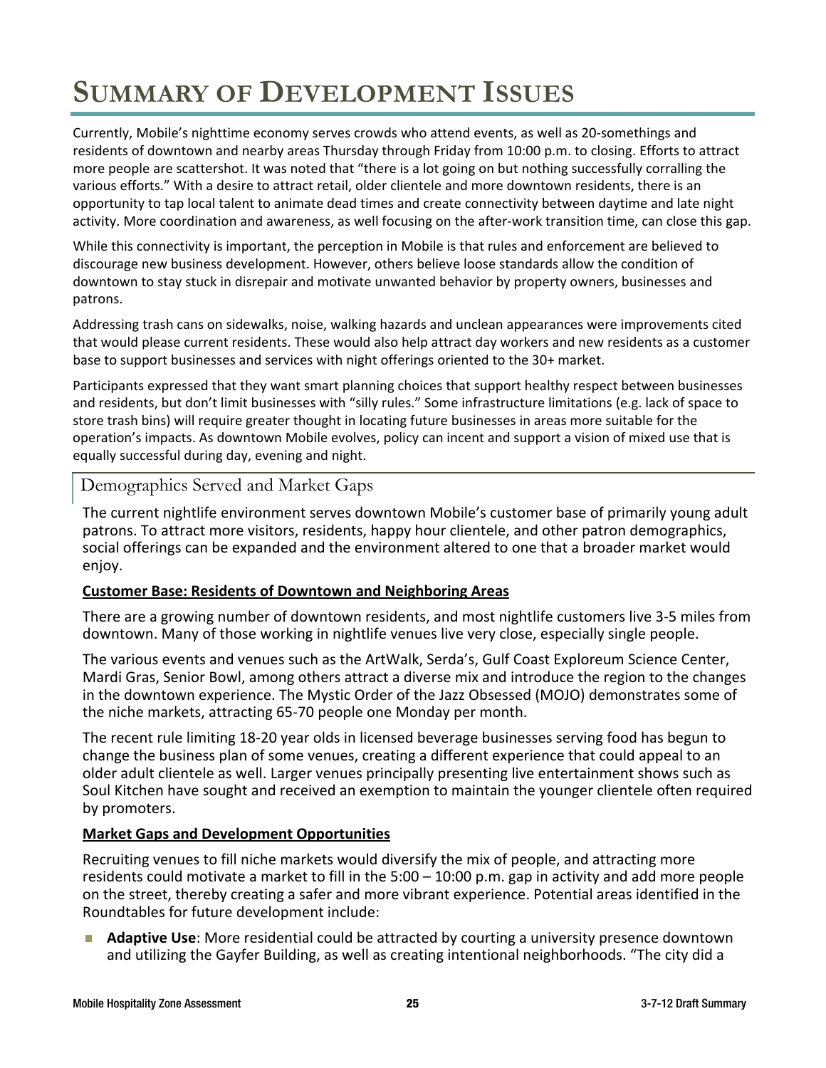# Summary of Development Issues

Currently, Mobile's nighttime economy serves crowds who attend events, as well as 20-somethings and residents of downtown and nearby areas Thursday through Friday from 10:00 p.m. to closing. Efforts to attract more people are scattershot. It was noted that "there is a lot going on but nothing successfully corralling the various efforts." With a desire to attract retail, older clientele and more downtown residents, there is an opportunity to tap local talent to animate dead times and create connectivity between daytime and late night activity. More coordination and awareness, as well focusing on the after-work transition time, can close this gap.

While this connectivity is important, the perception in Mobile is that rules and enforcement are believed to discourage new business development. However, others believe loose standards allow the condition of downtown to stay stuck in disrepair and motivate unwanted behavior by property owners, businesses and patrons.

Addressing trash cans on sidewalks, noise, walking hazards and unclean appearances were improvements cited that would please current residents. These would also help attract day workers and new residents as a customer base to support businesses and services with night offerings oriented to the 30+ market.

Participants expressed that they want smart planning choices that support healthy respect between businesses and residents, but don't limit businesses with "silly rules." Some infrastructure limitations (e.g. lack of space to store trash bins) will require greater thought in locating future businesses in areas more suitable for the operation's impacts. As downtown Mobile evolves, policy can incent and support a vision of mixed use that is equally successful during day, evening and night.

## Demographics Served and Market Gaps

The current nightlife environment serves downtown Mobile's customer base of primarily young adult patrons. To attract more visitors, residents, happy hour clientele, and other patron demographics, social offerings can be expanded and the environment altered to one that a broader market would enjoy.

**Customer Base: Residents of Downtown and Neighboring Areas**

There are a growing number of downtown residents, and most nightlife customers live 3-5 miles from downtown. Many of those working in nightlife venues live very close, especially single people.

The various events and venues such as the ArtWalk, Serda's, Gulf Coast Exploreum Science Center, Mardi Gras, Senior Bowl, among others attract a diverse mix and introduce the region to the changes in the downtown experience. The Mystic Order of the Jazz Obsessed (MOJO) demonstrates some of the niche markets, attracting 65-70 people one Monday per month.

The recent rule limiting 18-20 year olds in licensed beverage businesses serving food has begun to change the business plan of some venues, creating a different experience that could appeal to an older adult clientele as well. Larger venues principally presenting live entertainment shows such as Soul Kitchen have sought and received an exemption to maintain the younger clientele often required by promoters.

**Market Gaps and Development Opportunities**

Recruiting venues to fill niche markets would diversify the mix of people, and attracting more residents could motivate a market to fill in the 5:00 – 10:00 p.m. gap in activity and add more people on the street, thereby creating a safer and more vibrant experience. Potential areas identified in the Roundtables for future development include:

- **Adaptive Use**: More residential could be attracted by courting a university presence downtown and utilizing the Gayfer Building, as well as creating intentional neighborhoods. "The city did a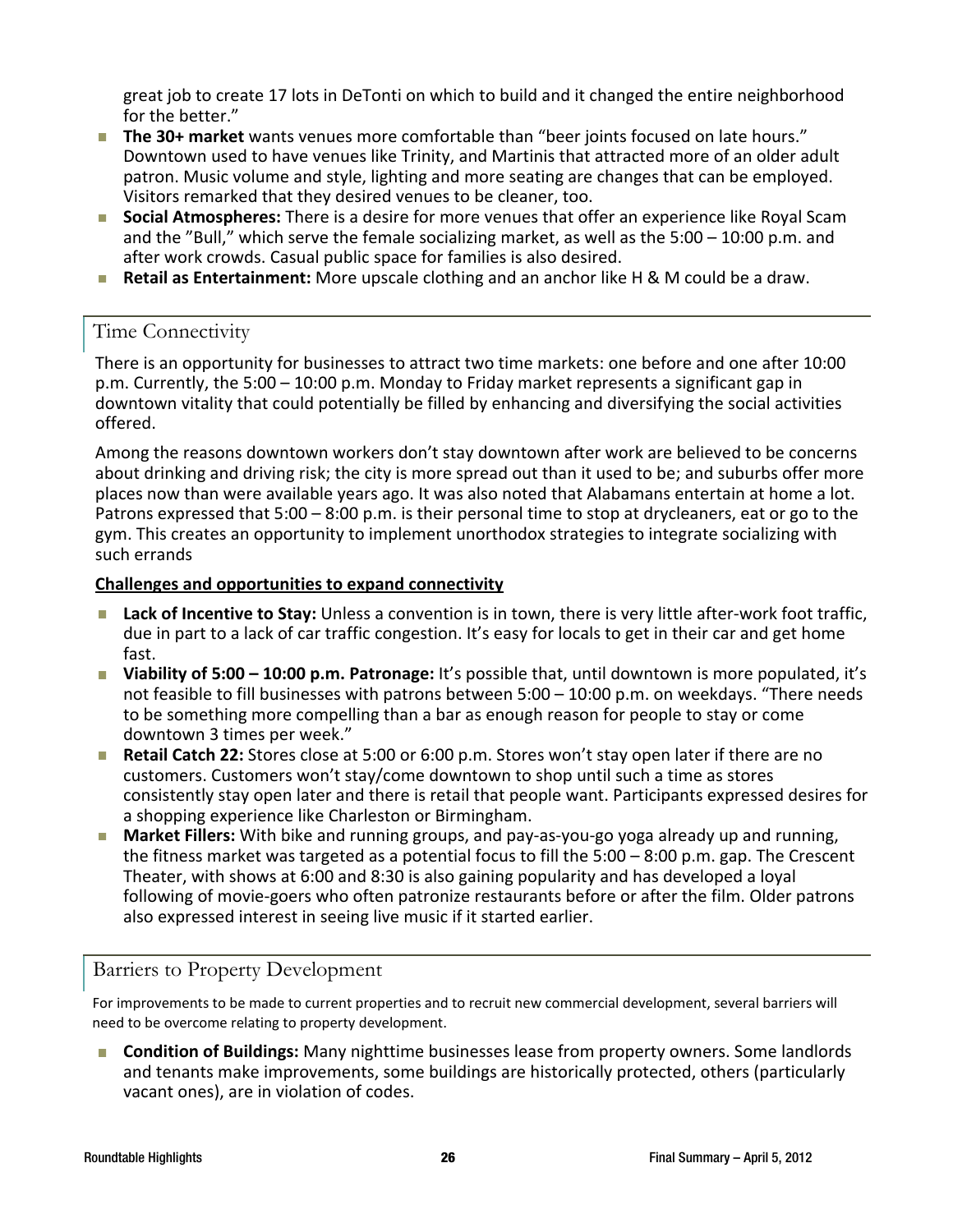great job to create 17 lots in DeTonti on which to build and it changed the entire neighborhood for the better."

- **The 30+ market** wants venues more comfortable than "beer joints focused on late hours." Downtown used to have venues like Trinity, and Martinis that attracted more of an older adult patron. Music volume and style, lighting and more seating are changes that can be employed. Visitors remarked that they desired venues to be cleaner, too.
- **Social Atmospheres:** There is a desire for more venues that offer an experience like Royal Scam and the "Bull," which serve the female socializing market, as well as the 5:00 – 10:00 p.m. and after work crowds. Casual public space for families is also desired.
- **Retail as Entertainment:** More upscale clothing and an anchor like H & M could be a draw.

## Time Connectivity

There is an opportunity for businesses to attract two time markets: one before and one after 10:00 p.m. Currently, the 5:00 – 10:00 p.m. Monday to Friday market represents a significant gap in downtown vitality that could potentially be filled by enhancing and diversifying the social activities offered.

Among the reasons downtown workers don't stay downtown after work are believed to be concerns about drinking and driving risk; the city is more spread out than it used to be; and suburbs offer more places now than were available years ago. It was also noted that Alabamans entertain at home a lot. Patrons expressed that 5:00 – 8:00 p.m. is their personal time to stop at drycleaners, eat or go to the gym. This creates an opportunity to implement unorthodox strategies to integrate socializing with such errands

**Challenges and opportunities to expand connectivity**

- **Lack of Incentive to Stay:** Unless a convention is in town, there is very little after-work foot traffic, due in part to a lack of car traffic congestion. It's easy for locals to get in their car and get home fast.
- **Viability of 5:00 – 10:00 p.m. Patronage:** It's possible that, until downtown is more populated, it's not feasible to fill businesses with patrons between 5:00 – 10:00 p.m. on weekdays. "There needs to be something more compelling than a bar as enough reason for people to stay or come downtown 3 times per week."
- **Retail Catch 22:** Stores close at 5:00 or 6:00 p.m. Stores won't stay open later if there are no customers. Customers won't stay/come downtown to shop until such a time as stores consistently stay open later and there is retail that people want. Participants expressed desires for a shopping experience like Charleston or Birmingham.
- **Market Fillers:** With bike and running groups, and pay-as-you-go yoga already up and running, the fitness market was targeted as a potential focus to fill the 5:00 – 8:00 p.m. gap. The Crescent Theater, with shows at 6:00 and 8:30 is also gaining popularity and has developed a loyal following of movie-goers who often patronize restaurants before or after the film. Older patrons also expressed interest in seeing live music if it started earlier.

## Barriers to Property Development

For improvements to be made to current properties and to recruit new commercial development, several barriers will need to be overcome relating to property development.

- **Condition of Buildings:** Many nighttime businesses lease from property owners. Some landlords and tenants make improvements, some buildings are historically protected, others (particularly vacant ones), are in violation of codes.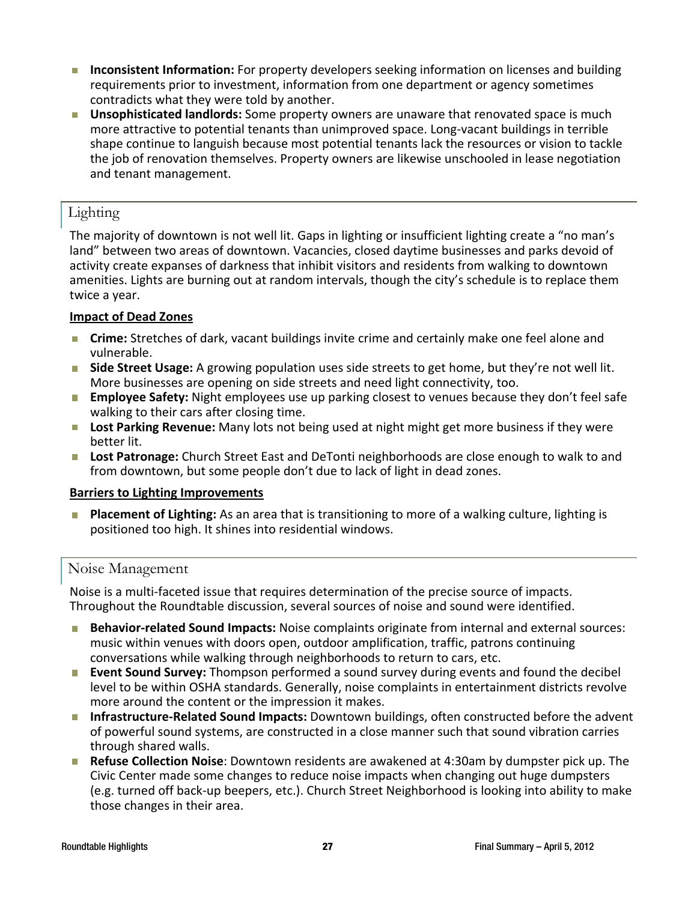- **Inconsistent Information:** For property developers seeking information on licenses and building requirements prior to investment, information from one department or agency sometimes contradicts what they were told by another.
- **Unsophisticated landlords:** Some property owners are unaware that renovated space is much more attractive to potential tenants than unimproved space. Long-vacant buildings in terrible shape continue to languish because most potential tenants lack the resources or vision to tackle the job of renovation themselves. Property owners are likewise unschooled in lease negotiation and tenant management.

## Lighting

The majority of downtown is not well lit. Gaps in lighting or insufficient lighting create a "no man's land" between two areas of downtown. Vacancies, closed daytime businesses and parks devoid of activity create expanses of darkness that inhibit visitors and residents from walking to downtown amenities. Lights are burning out at random intervals, though the city's schedule is to replace them twice a year.

**Impact of Dead Zones**

- **Crime:** Stretches of dark, vacant buildings invite crime and certainly make one feel alone and vulnerable.
- **Side Street Usage:** A growing population uses side streets to get home, but they're not well lit. More businesses are opening on side streets and need light connectivity, too.
- **Employee Safety:** Night employees use up parking closest to venues because they don't feel safe walking to their cars after closing time.
- **Lost Parking Revenue:** Many lots not being used at night might get more business if they were better lit.
- **Lost Patronage:** Church Street East and DeTonti neighborhoods are close enough to walk to and from downtown, but some people don't due to lack of light in dead zones.

**Barriers to Lighting Improvements**

- **Placement of Lighting:** As an area that is transitioning to more of a walking culture, lighting is positioned too high. It shines into residential windows.

## Noise Management

Noise is a multi-faceted issue that requires determination of the precise source of impacts. Throughout the Roundtable discussion, several sources of noise and sound were identified.

- **Behavior-related Sound Impacts:** Noise complaints originate from internal and external sources: music within venues with doors open, outdoor amplification, traffic, patrons continuing conversations while walking through neighborhoods to return to cars, etc.
- **Event Sound Survey:** Thompson performed a sound survey during events and found the decibel level to be within OSHA standards. Generally, noise complaints in entertainment districts revolve more around the content or the impression it makes.
- **Infrastructure-Related Sound Impacts:** Downtown buildings, often constructed before the advent of powerful sound systems, are constructed in a close manner such that sound vibration carries through shared walls.
- **Refuse Collection Noise**: Downtown residents are awakened at 4:30am by dumpster pick up. The Civic Center made some changes to reduce noise impacts when changing out huge dumpsters (e.g. turned off back-up beepers, etc.). Church Street Neighborhood is looking into ability to make those changes in their area.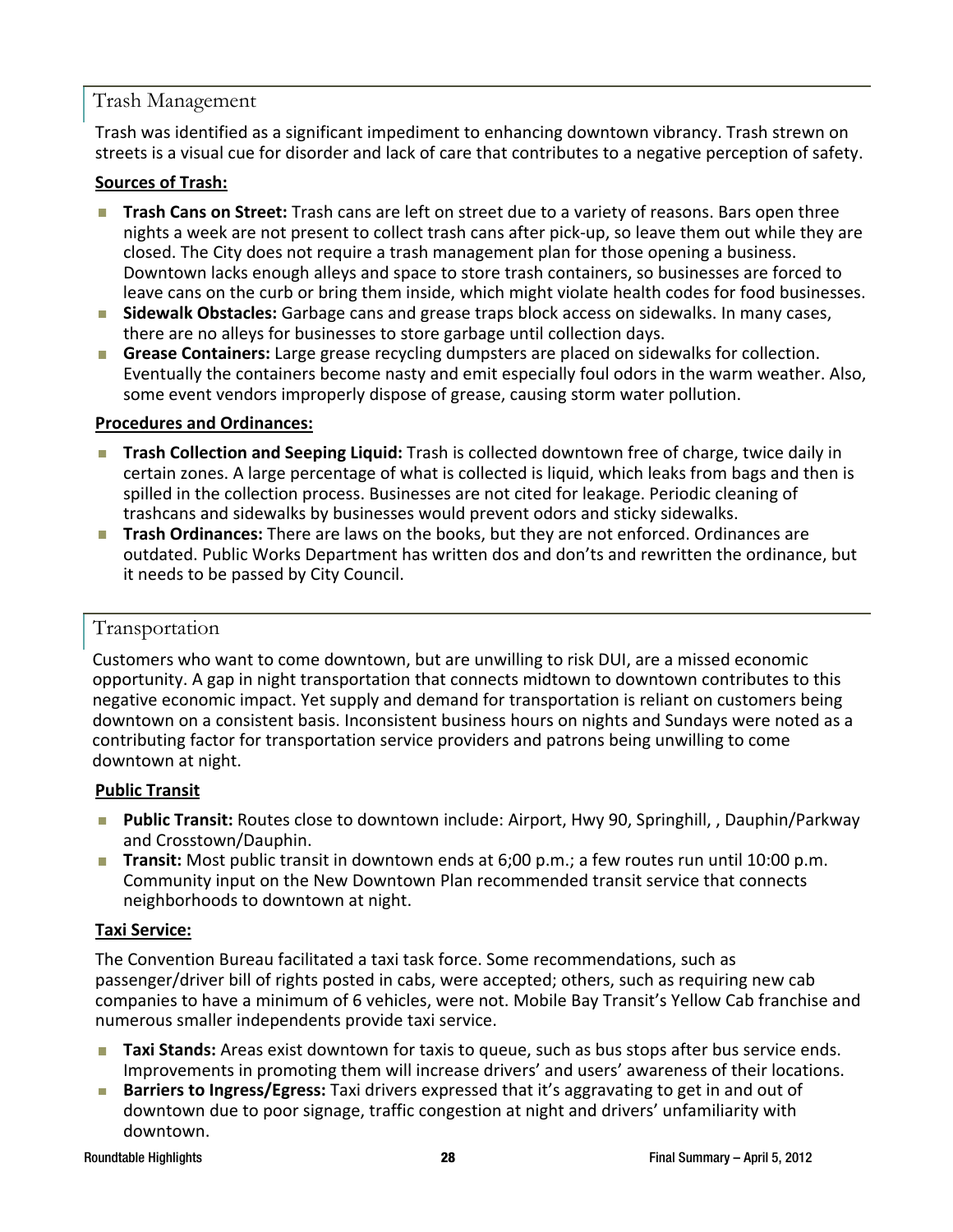## Trash Management

Trash was identified as a significant impediment to enhancing downtown vibrancy. Trash strewn on streets is a visual cue for disorder and lack of care that contributes to a negative perception of safety.

**Sources of Trash:**

- **Trash Cans on Street:** Trash cans are left on street due to a variety of reasons. Bars open three nights a week are not present to collect trash cans after pick-up, so leave them out while they are closed. The City does not require a trash management plan for those opening a business. Downtown lacks enough alleys and space to store trash containers, so businesses are forced to leave cans on the curb or bring them inside, which might violate health codes for food businesses.
- **Sidewalk Obstacles:** Garbage cans and grease traps block access on sidewalks. In many cases, there are no alleys for businesses to store garbage until collection days.
- **Grease Containers:** Large grease recycling dumpsters are placed on sidewalks for collection. Eventually the containers become nasty and emit especially foul odors in the warm weather. Also, some event vendors improperly dispose of grease, causing storm water pollution.

**Procedures and Ordinances:**

- **Trash Collection and Seeping Liquid:** Trash is collected downtown free of charge, twice daily in certain zones. A large percentage of what is collected is liquid, which leaks from bags and then is spilled in the collection process. Businesses are not cited for leakage. Periodic cleaning of trashcans and sidewalks by businesses would prevent odors and sticky sidewalks.
- **Trash Ordinances:** There are laws on the books, but they are not enforced. Ordinances are outdated. Public Works Department has written dos and don'ts and rewritten the ordinance, but it needs to be passed by City Council.

## Transportation

Customers who want to come downtown, but are unwilling to risk DUI, are a missed economic opportunity. A gap in night transportation that connects midtown to downtown contributes to this negative economic impact. Yet supply and demand for transportation is reliant on customers being downtown on a consistent basis. Inconsistent business hours on nights and Sundays were noted as a contributing factor for transportation service providers and patrons being unwilling to come downtown at night.

**Public Transit**

- **Public Transit:** Routes close to downtown include: Airport, Hwy 90, Springhill, , Dauphin/Parkway and Crosstown/Dauphin.
- **Transit:** Most public transit in downtown ends at 6;00 p.m.; a few routes run until 10:00 p.m. Community input on the New Downtown Plan recommended transit service that connects neighborhoods to downtown at night.

**Taxi Service:**

The Convention Bureau facilitated a taxi task force. Some recommendations, such as passenger/driver bill of rights posted in cabs, were accepted; others, such as requiring new cab companies to have a minimum of 6 vehicles, were not. Mobile Bay Transit's Yellow Cab franchise and numerous smaller independents provide taxi service.

- **Taxi Stands:** Areas exist downtown for taxis to queue, such as bus stops after bus service ends. Improvements in promoting them will increase drivers' and users' awareness of their locations.
- **Barriers to Ingress/Egress:** Taxi drivers expressed that it's aggravating to get in and out of downtown due to poor signage, traffic congestion at night and drivers' unfamiliarity with downtown.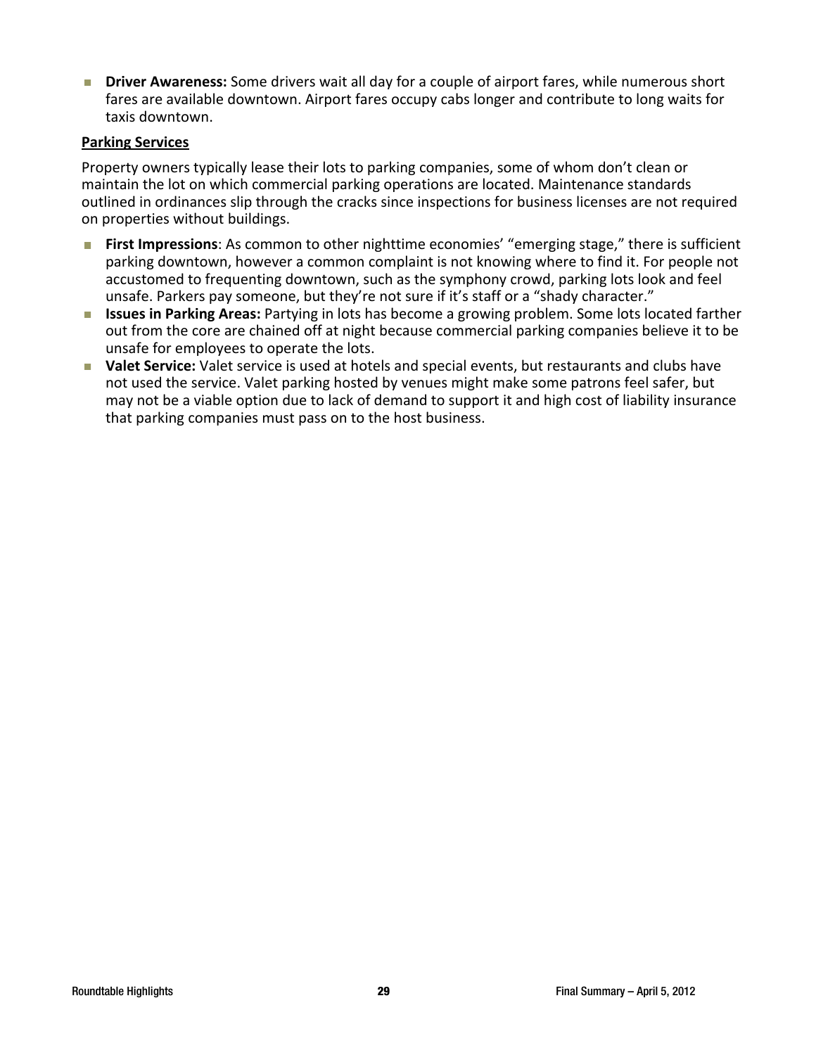- **Driver Awareness:** Some drivers wait all day for a couple of airport fares, while numerous short fares are available downtown. Airport fares occupy cabs longer and contribute to long waits for taxis downtown.

**Parking Services**

Property owners typically lease their lots to parking companies, some of whom don't clean or maintain the lot on which commercial parking operations are located. Maintenance standards outlined in ordinances slip through the cracks since inspections for business licenses are not required on properties without buildings.

- **First Impressions**: As common to other nighttime economies' "emerging stage," there is sufficient parking downtown, however a common complaint is not knowing where to find it. For people not accustomed to frequenting downtown, such as the symphony crowd, parking lots look and feel unsafe. Parkers pay someone, but they're not sure if it's staff or a "shady character."
- **Issues in Parking Areas:** Partying in lots has become a growing problem. Some lots located farther out from the core are chained off at night because commercial parking companies believe it to be unsafe for employees to operate the lots.
- **Valet Service:** Valet service is used at hotels and special events, but restaurants and clubs have not used the service. Valet parking hosted by venues might make some patrons feel safer, but may not be a viable option due to lack of demand to support it and high cost of liability insurance that parking companies must pass on to the host business.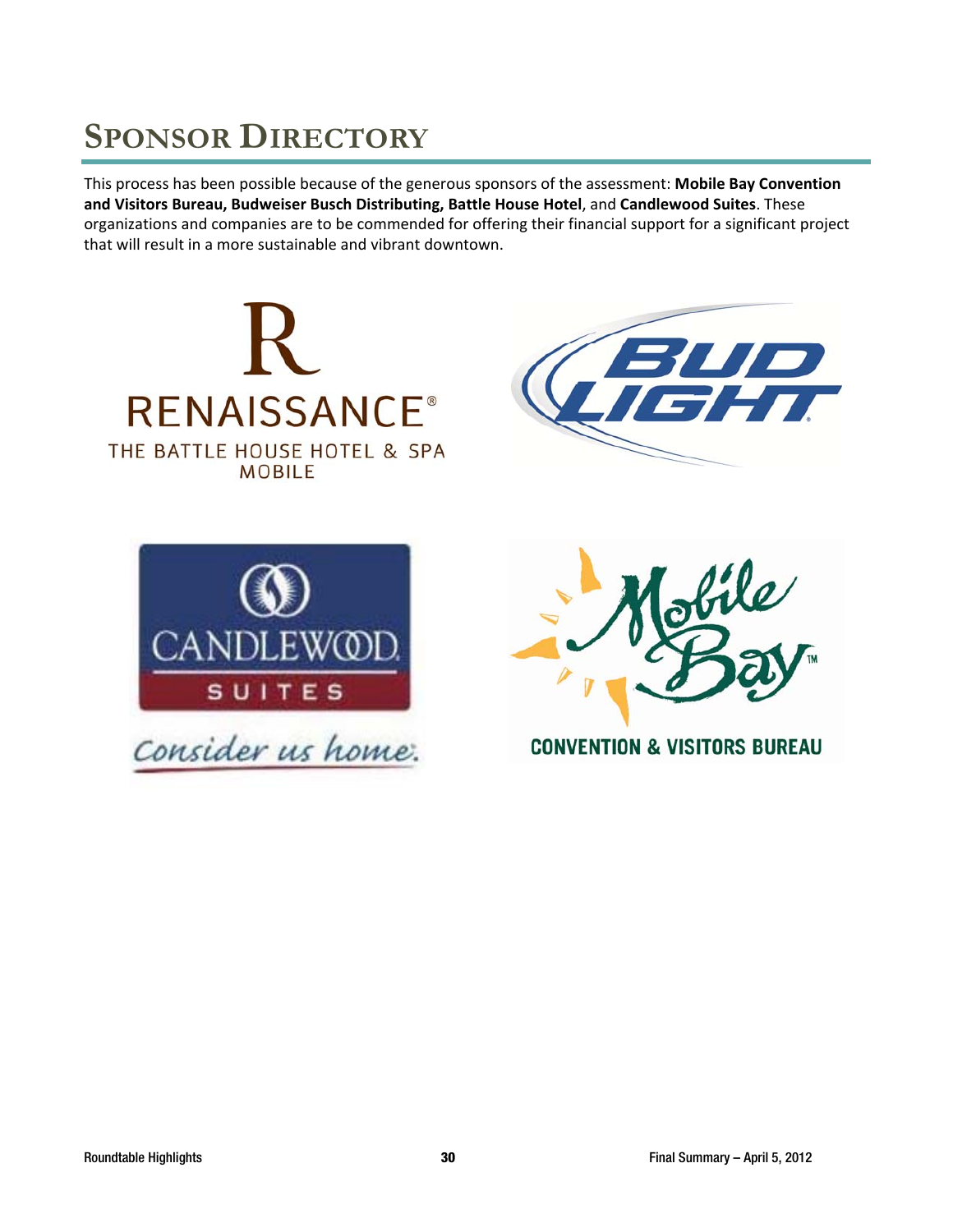# Sponsor Directory

This process has been possible because of the generous sponsors of the assessment: **Mobile Bay Convention and Visitors Bureau, Budweiser Busch Distributing, Battle House Hotel**, and **Candlewood Suites**. These organizations and companies are to be commended for offering their financial support for a significant project that will result in a more sustainable and vibrant downtown.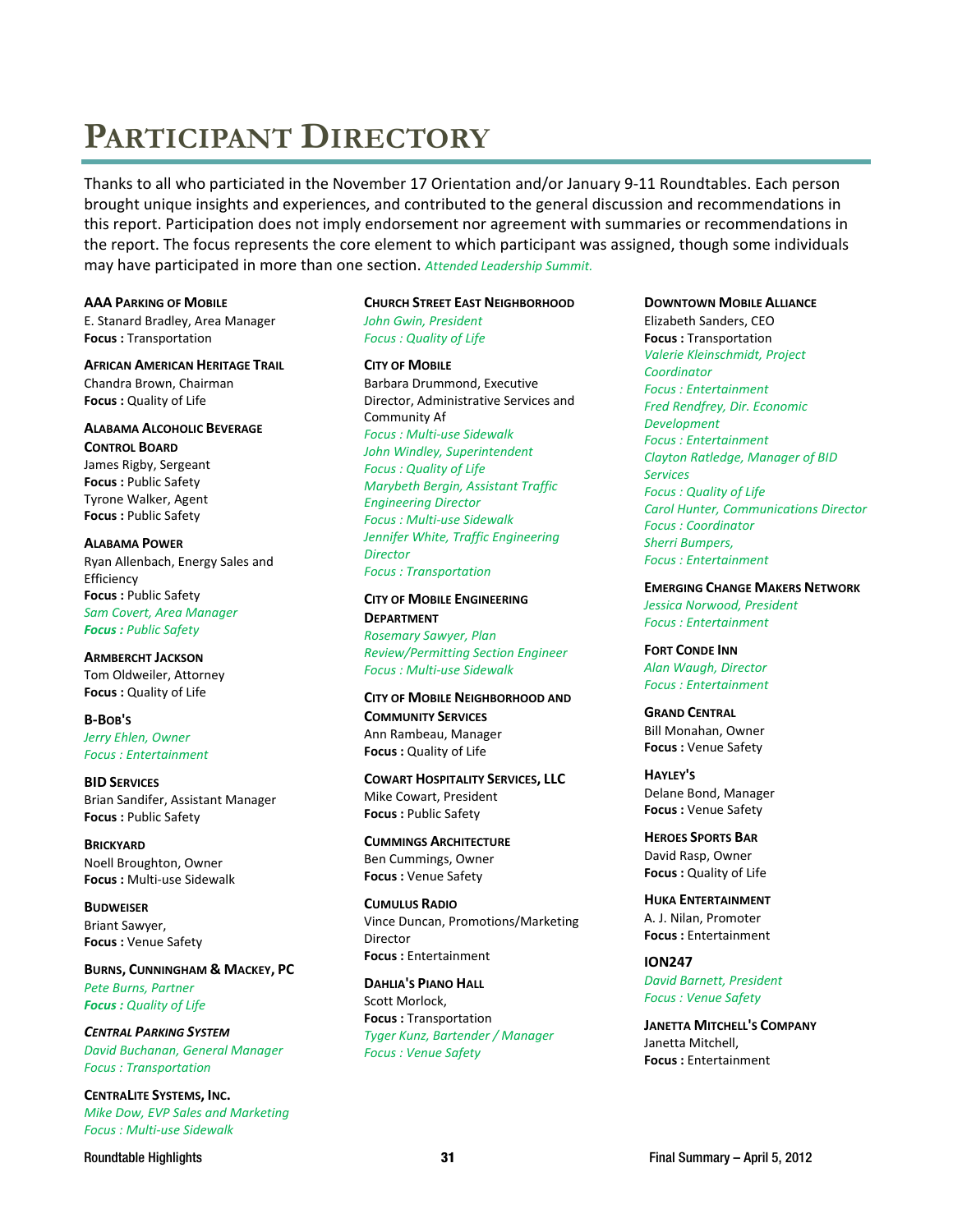# Participant Directory

Thanks to all who particiated in the November 17 Orientation and/or January 9-11 Roundtables. Each person brought unique insights and experiences, and contributed to the general discussion and recommendations in this report. Participation does not imply endorsement nor agreement with summaries or recommendations in the report. The focus represents the core element to which participant was assigned, though some individuals may have participated in more than one section. *Attended Leadership Summit.*

**AAA Parking of Mobile**
E. Stanard Bradley, Area Manager
**Focus :** Transportation

**African American Heritage Trail**
Chandra Brown, Chairman
**Focus :** Quality of Life

**Alabama Alcoholic Beverage Control Board**
James Rigby, Sergeant
**Focus :** Public Safety
Tyrone Walker, Agent
**Focus :** Public Safety

**Alabama Power**
Ryan Allenbach, Energy Sales and Efficiency
**Focus :** Public Safety
*Sam Covert, Area Manager*
***Focus :** Public Safety*

**Armbercht Jackson**
Tom Oldweiler, Attorney
**Focus :** Quality of Life

**B-Bob's**
*Jerry Ehlen, Owner*
*Focus : Entertainment*

**BID Services**
Brian Sandifer, Assistant Manager
**Focus :** Public Safety

**Brickyard**
Noell Broughton, Owner
**Focus :** Multi-use Sidewalk

**Budweiser**
Briant Sawyer,
**Focus :** Venue Safety

**Burns, Cunningham & Mackey, PC**
*Pete Burns, Partner*
***Focus :** Quality of Life*

***Central Parking System***
*David Buchanan, General Manager*
*Focus : Transportation*

**CentraLite Systems, Inc.**
*Mike Dow, EVP Sales and Marketing*
*Focus : Multi-use Sidewalk*

**Church Street East Neighborhood**
*John Gwin, President*
*Focus : Quality of Life*

**City of Mobile**
Barbara Drummond, Executive Director, Administrative Services and Community Af
*Focus : Multi-use Sidewalk*
*John Windley, Superintendent*
*Focus : Quality of Life*
*Marybeth Bergin, Assistant Traffic Engineering Director*
*Focus : Multi-use Sidewalk*
*Jennifer White, Traffic Engineering Director*
*Focus : Transportation*

**City of Mobile Engineering Department**
*Rosemary Sawyer, Plan Review/Permitting Section Engineer*
*Focus : Multi-use Sidewalk*

**City of Mobile Neighborhood and Community Services**
Ann Rambeau, Manager
**Focus :** Quality of Life

**Cowart Hospitality Services, LLC**
Mike Cowart, President
**Focus :** Public Safety

**Cummings Architecture**
Ben Cummings, Owner
**Focus :** Venue Safety

**Cumulus Radio**
Vince Duncan, Promotions/Marketing Director
**Focus :** Entertainment

**Dahlia's Piano Hall**
Scott Morlock,
**Focus :** Transportation
*Tyger Kunz, Bartender / Manager*
*Focus : Venue Safety*

**Downtown Mobile Alliance**
Elizabeth Sanders, CEO
**Focus :** Transportation
*Valerie Kleinschmidt, Project Coordinator*
*Focus : Entertainment*
*Fred Rendfrey, Dir. Economic Development*
*Focus : Entertainment*
*Clayton Ratledge, Manager of BID Services*
*Focus : Quality of Life*
*Carol Hunter, Communications Director*
*Focus : Coordinator*
*Sherri Bumpers,*
*Focus : Entertainment*

**Emerging Change Makers Network**
*Jessica Norwood, President*
*Focus : Entertainment*

**Fort Conde Inn**
*Alan Waugh, Director*
*Focus : Entertainment*

**Grand Central**
Bill Monahan, Owner
**Focus :** Venue Safety

**Hayley's**
Delane Bond, Manager
**Focus :** Venue Safety

**Heroes Sports Bar**
David Rasp, Owner
**Focus :** Quality of Life

**Huka Entertainment**
A. J. Nilan, Promoter
**Focus :** Entertainment

**ION247**
*David Barnett, President*
*Focus : Venue Safety*

**Janetta Mitchell's Company**
Janetta Mitchell,
**Focus :** Entertainment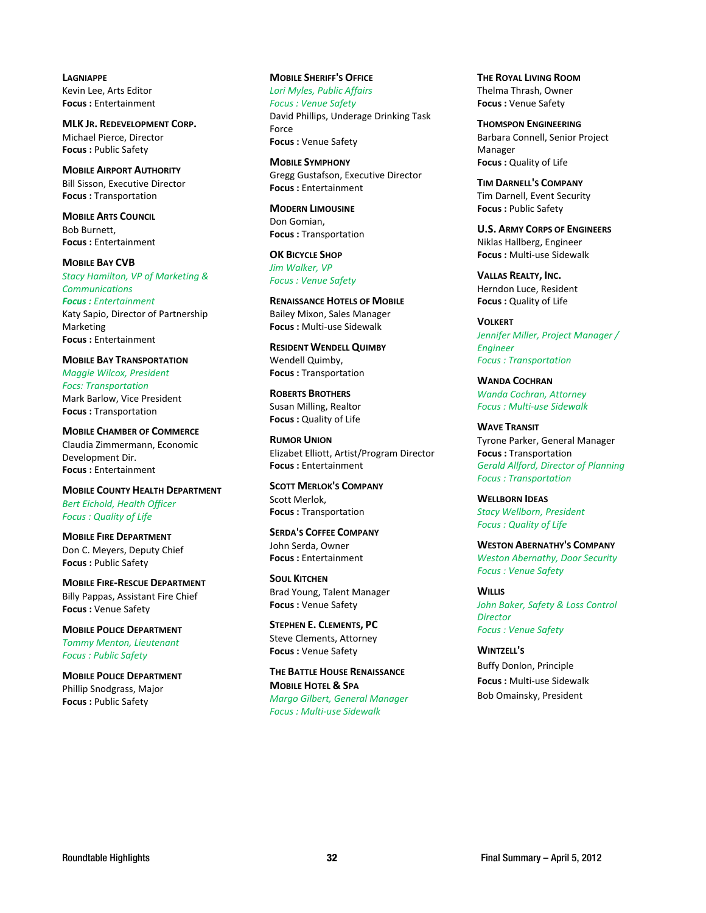**LAGNIAPPE**
Kevin Lee, Arts Editor
**Focus :** Entertainment

**MLK JR. REDEVELOPMENT CORP.**
Michael Pierce, Director
**Focus :** Public Safety

**MOBILE AIRPORT AUTHORITY**
Bill Sisson, Executive Director
**Focus :** Transportation

**MOBILE ARTS COUNCIL**
Bob Burnett,
**Focus :** Entertainment

**MOBILE BAY CVB**
*Stacy Hamilton, VP of Marketing & Communications*
***Focus :*** *Entertainment*
Katy Sapio, Director of Partnership Marketing
**Focus :** Entertainment

**MOBILE BAY TRANSPORTATION**
*Maggie Wilcox, President*
*Focs: Transportation*
Mark Barlow, Vice President
**Focus :** Transportation

**MOBILE CHAMBER OF COMMERCE**
Claudia Zimmermann, Economic Development Dir.
**Focus :** Entertainment

**MOBILE COUNTY HEALTH DEPARTMENT**
*Bert Eichold, Health Officer*
*Focus : Quality of Life*

**MOBILE FIRE DEPARTMENT**
Don C. Meyers, Deputy Chief
**Focus :** Public Safety

**MOBILE FIRE-RESCUE DEPARTMENT**
Billy Pappas, Assistant Fire Chief
**Focus :** Venue Safety

**MOBILE POLICE DEPARTMENT**
*Tommy Menton, Lieutenant*
*Focus : Public Safety*

**MOBILE POLICE DEPARTMENT**
Phillip Snodgrass, Major
**Focus :** Public Safety

**MOBILE SHERIFF'S OFFICE**
*Lori Myles, Public Affairs*
*Focus : Venue Safety*
David Phillips, Underage Drinking Task Force
**Focus :** Venue Safety

**MOBILE SYMPHONY**
Gregg Gustafson, Executive Director
**Focus :** Entertainment

**MODERN LIMOUSINE**
Don Gomian,
**Focus :** Transportation

**OK BICYCLE SHOP**
*Jim Walker, VP*
*Focus : Venue Safety*

**RENAISSANCE HOTELS OF MOBILE**
Bailey Mixon, Sales Manager
**Focus :** Multi-use Sidewalk

**RESIDENT WENDELL QUIMBY**
Wendell Quimby,
**Focus :** Transportation

**ROBERTS BROTHERS**
Susan Milling, Realtor
**Focus :** Quality of Life

**RUMOR UNION**
Elizabet Elliott, Artist/Program Director
**Focus :** Entertainment

**SCOTT MERLOK'S COMPANY**
Scott Merlok,
**Focus :** Transportation

**SERDA'S COFFEE COMPANY**
John Serda, Owner
**Focus :** Entertainment

**SOUL KITCHEN**
Brad Young, Talent Manager
**Focus :** Venue Safety

**STEPHEN E. CLEMENTS, PC**
Steve Clements, Attorney
**Focus :** Venue Safety

**THE BATTLE HOUSE RENAISSANCE MOBILE HOTEL & SPA**
*Margo Gilbert, General Manager*
*Focus : Multi-use Sidewalk*

**THE ROYAL LIVING ROOM**
Thelma Thrash, Owner
**Focus :** Venue Safety

**THOMSPON ENGINEERING**
Barbara Connell, Senior Project Manager
**Focus :** Quality of Life

**TIM DARNELL'S COMPANY**
Tim Darnell, Event Security
**Focus :** Public Safety

**U.S. ARMY CORPS OF ENGINEERS**
Niklas Hallberg, Engineer
**Focus :** Multi-use Sidewalk

**VALLAS REALTY, INC.**
Herndon Luce, Resident
**Focus :** Quality of Life

**VOLKERT**
*Jennifer Miller, Project Manager / Engineer*
*Focus : Transportation*

**WANDA COCHRAN**
*Wanda Cochran, Attorney*
*Focus : Multi-use Sidewalk*

**WAVE TRANSIT**
Tyrone Parker, General Manager
**Focus :** Transportation
*Gerald Allford, Director of Planning*
*Focus : Transportation*

**WELLBORN IDEAS**
*Stacy Wellborn, President*
*Focus : Quality of Life*

**WESTON ABERNATHY'S COMPANY**
*Weston Abernathy, Door Security*
*Focus : Venue Safety*

**WILLIS**
*John Baker, Safety & Loss Control Director*
*Focus : Venue Safety*

**WINTZELL'S**
Buffy Donlon, Principle
**Focus :** Multi-use Sidewalk
Bob Omainsky, President